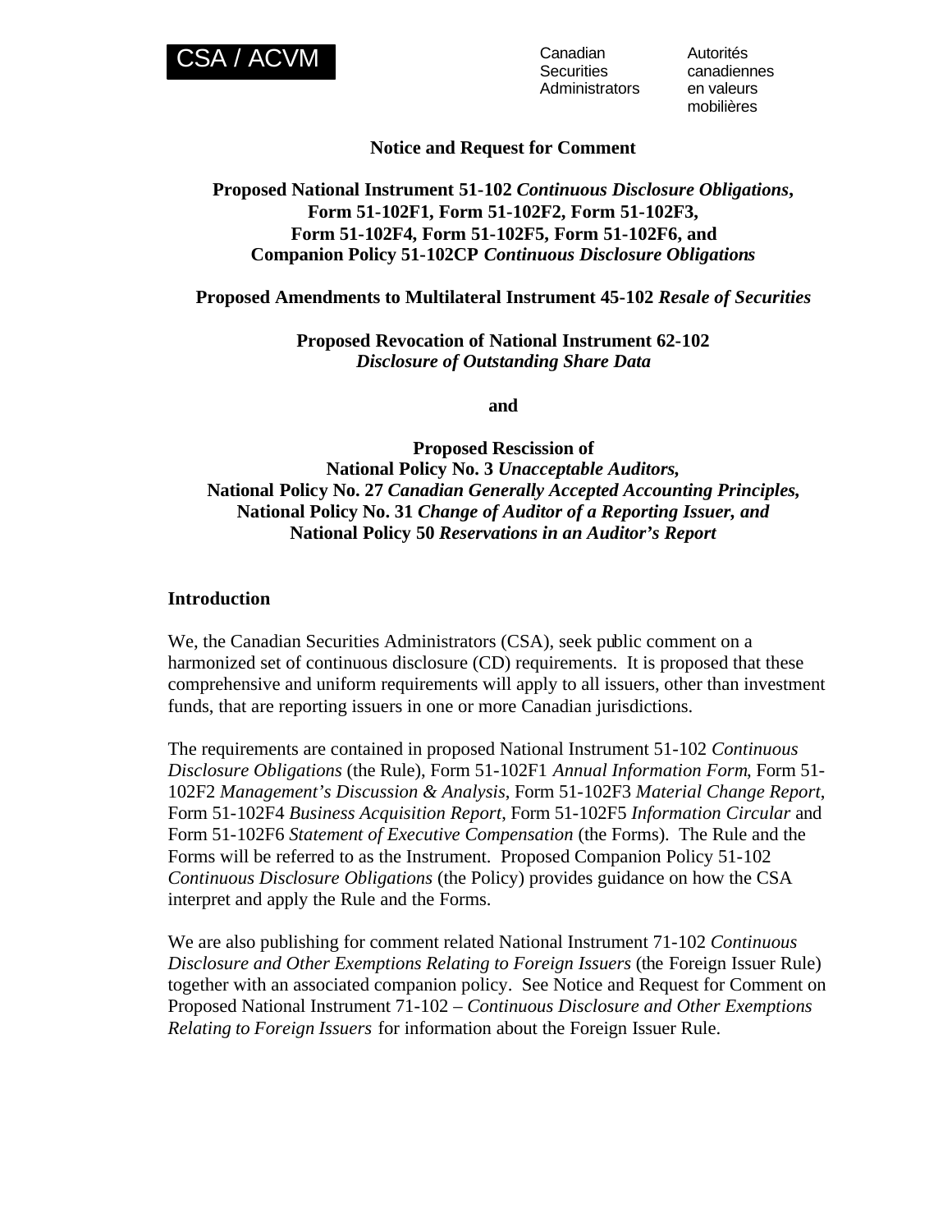CSA / ACVM

Canadian Securities Administrators

Autorités canadiennes en valeurs mobilières

**Notice and Request for Comment**

**Proposed National Instrument 51-102 *Continuous Disclosure Obligations*, Form 51-102F1, Form 51-102F2, Form 51-102F3, Form 51-102F4, Form 51-102F5, Form 51-102F6, and Companion Policy 51-102CP *Continuous Disclosure Obligations***

**Proposed Amendments to Multilateral Instrument 45-102 *Resale of Securities***

**Proposed Revocation of National Instrument 62-102 *Disclosure of Outstanding Share Data***

**and**

**Proposed Rescission of National Policy No. 3 *Unacceptable Auditors*, National Policy No. 27 *Canadian Generally Accepted Accounting Principles*, National Policy No. 31 *Change of Auditor of a Reporting Issuer, and* National Policy 50 *Reservations in an Auditor's Report***

## Introduction

We, the Canadian Securities Administrators (CSA), seek public comment on a harmonized set of continuous disclosure (CD) requirements. It is proposed that these comprehensive and uniform requirements will apply to all issuers, other than investment funds, that are reporting issuers in one or more Canadian jurisdictions.

The requirements are contained in proposed National Instrument 51-102 *Continuous Disclosure Obligations* (the Rule), Form 51-102F1 *Annual Information Form*, Form 51-102F2 *Management's Discussion & Analysis*, Form 51-102F3 *Material Change Report*, Form 51-102F4 *Business Acquisition Report*, Form 51-102F5 *Information Circular* and Form 51-102F6 *Statement of Executive Compensation* (the Forms). The Rule and the Forms will be referred to as the Instrument. Proposed Companion Policy 51-102 *Continuous Disclosure Obligations* (the Policy) provides guidance on how the CSA interpret and apply the Rule and the Forms.

We are also publishing for comment related National Instrument 71-102 *Continuous Disclosure and Other Exemptions Relating to Foreign Issuers* (the Foreign Issuer Rule) together with an associated companion policy. See Notice and Request for Comment on Proposed National Instrument 71-102 – *Continuous Disclosure and Other Exemptions Relating to Foreign Issuers* for information about the Foreign Issuer Rule.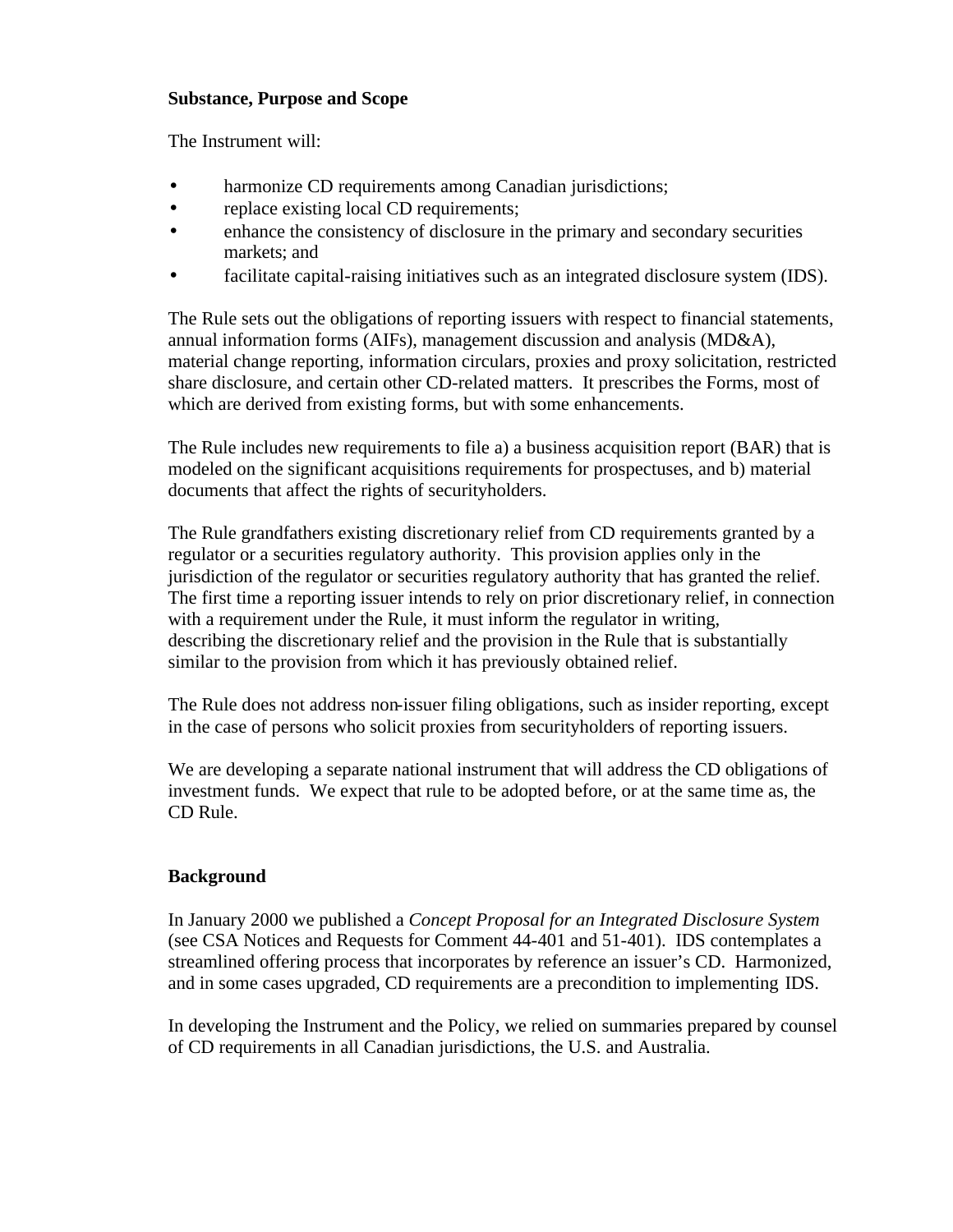**Substance, Purpose and Scope**

The Instrument will:

- harmonize CD requirements among Canadian jurisdictions;
- replace existing local CD requirements;
- enhance the consistency of disclosure in the primary and secondary securities markets; and
- facilitate capital-raising initiatives such as an integrated disclosure system (IDS).

The Rule sets out the obligations of reporting issuers with respect to financial statements, annual information forms (AIFs), management discussion and analysis (MD&A), material change reporting, information circulars, proxies and proxy solicitation, restricted share disclosure, and certain other CD-related matters. It prescribes the Forms, most of which are derived from existing forms, but with some enhancements.

The Rule includes new requirements to file a) a business acquisition report (BAR) that is modeled on the significant acquisitions requirements for prospectuses, and b) material documents that affect the rights of securityholders.

The Rule grandfathers existing discretionary relief from CD requirements granted by a regulator or a securities regulatory authority. This provision applies only in the jurisdiction of the regulator or securities regulatory authority that has granted the relief. The first time a reporting issuer intends to rely on prior discretionary relief, in connection with a requirement under the Rule, it must inform the regulator in writing, describing the discretionary relief and the provision in the Rule that is substantially similar to the provision from which it has previously obtained relief.

The Rule does not address non-issuer filing obligations, such as insider reporting, except in the case of persons who solicit proxies from securityholders of reporting issuers.

We are developing a separate national instrument that will address the CD obligations of investment funds. We expect that rule to be adopted before, or at the same time as, the CD Rule.

**Background**

In January 2000 we published a *Concept Proposal for an Integrated Disclosure System* (see CSA Notices and Requests for Comment 44-401 and 51-401). IDS contemplates a streamlined offering process that incorporates by reference an issuer's CD. Harmonized, and in some cases upgraded, CD requirements are a precondition to implementing IDS.

In developing the Instrument and the Policy, we relied on summaries prepared by counsel of CD requirements in all Canadian jurisdictions, the U.S. and Australia.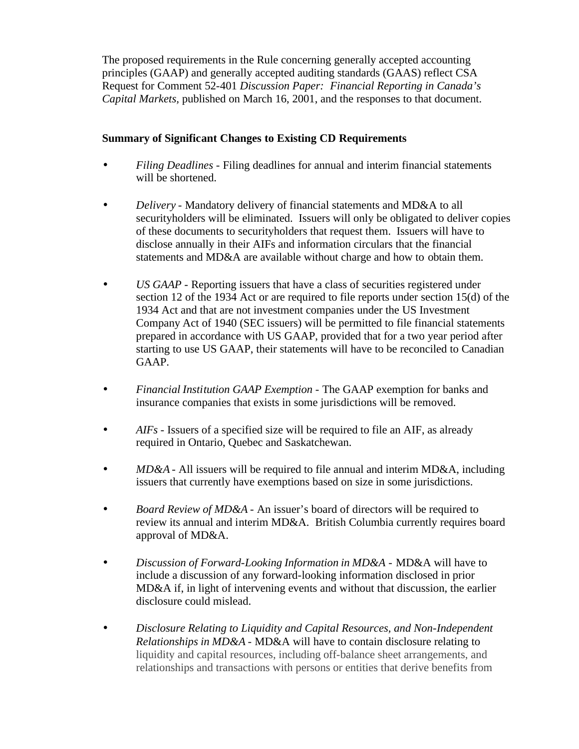The proposed requirements in the Rule concerning generally accepted accounting principles (GAAP) and generally accepted auditing standards (GAAS) reflect CSA Request for Comment 52-401 *Discussion Paper: Financial Reporting in Canada's Capital Markets*, published on March 16, 2001, and the responses to that document.

**Summary of Significant Changes to Existing CD Requirements**

- *Filing Deadlines* - Filing deadlines for annual and interim financial statements will be shortened.

- *Delivery* - Mandatory delivery of financial statements and MD&A to all securityholders will be eliminated. Issuers will only be obligated to deliver copies of these documents to securityholders that request them. Issuers will have to disclose annually in their AIFs and information circulars that the financial statements and MD&A are available without charge and how to obtain them.

- *US GAAP* - Reporting issuers that have a class of securities registered under section 12 of the 1934 Act or are required to file reports under section 15(d) of the 1934 Act and that are not investment companies under the US Investment Company Act of 1940 (SEC issuers) will be permitted to file financial statements prepared in accordance with US GAAP, provided that for a two year period after starting to use US GAAP, their statements will have to be reconciled to Canadian GAAP.

- *Financial Institution GAAP Exemption* - The GAAP exemption for banks and insurance companies that exists in some jurisdictions will be removed.

- *AIFs* - Issuers of a specified size will be required to file an AIF, as already required in Ontario, Quebec and Saskatchewan.

- *MD&A* - All issuers will be required to file annual and interim MD&A, including issuers that currently have exemptions based on size in some jurisdictions.

- *Board Review of MD&A* - An issuer's board of directors will be required to review its annual and interim MD&A. British Columbia currently requires board approval of MD&A.

- *Discussion of Forward-Looking Information in MD&A* - MD&A will have to include a discussion of any forward-looking information disclosed in prior MD&A if, in light of intervening events and without that discussion, the earlier disclosure could mislead.

- *Disclosure Relating to Liquidity and Capital Resources, and Non-Independent Relationships in MD&A* - MD&A will have to contain disclosure relating to liquidity and capital resources, including off-balance sheet arrangements, and relationships and transactions with persons or entities that derive benefits from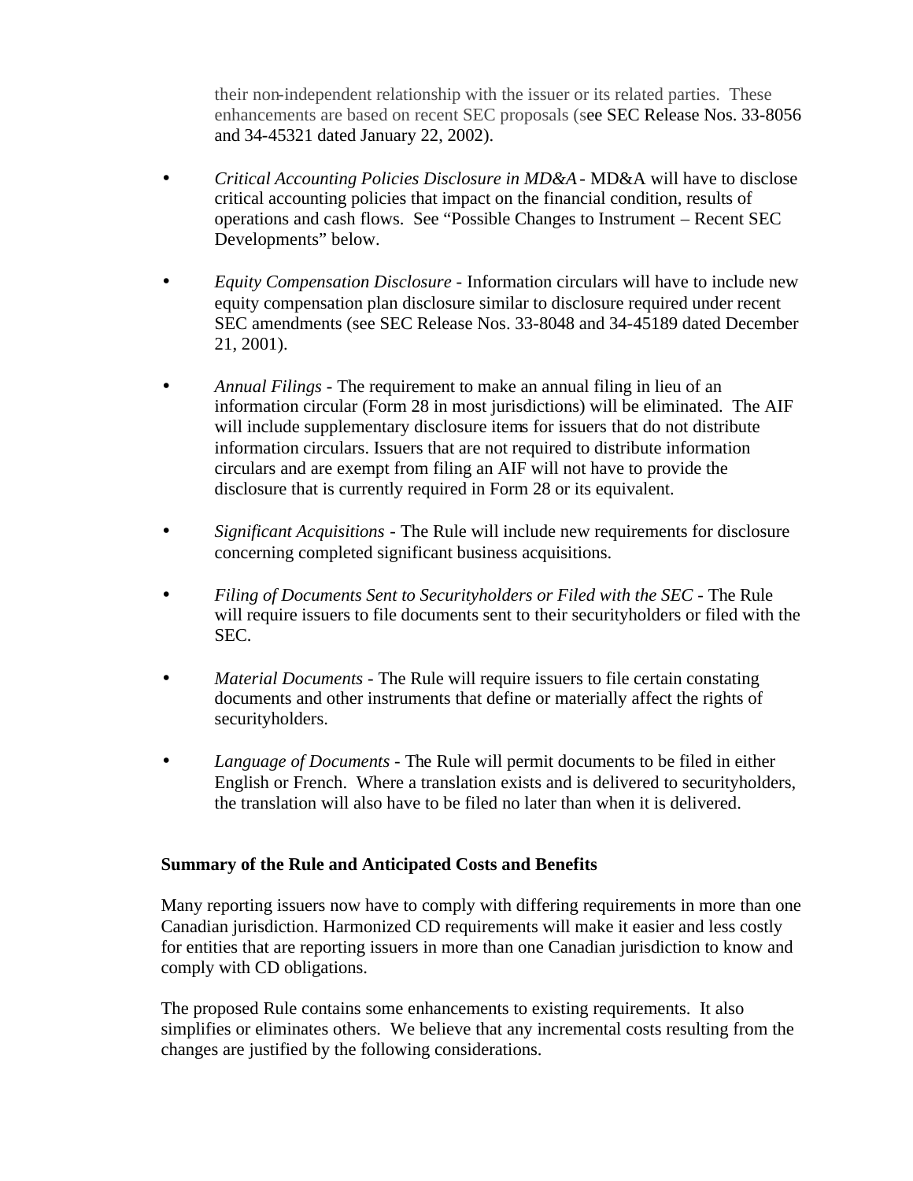their non-independent relationship with the issuer or its related parties. These enhancements are based on recent SEC proposals (see SEC Release Nos. 33-8056 and 34-45321 dated January 22, 2002).

- *Critical Accounting Policies Disclosure in MD&A* - MD&A will have to disclose critical accounting policies that impact on the financial condition, results of operations and cash flows. See "Possible Changes to Instrument – Recent SEC Developments" below.

- *Equity Compensation Disclosure* - Information circulars will have to include new equity compensation plan disclosure similar to disclosure required under recent SEC amendments (see SEC Release Nos. 33-8048 and 34-45189 dated December 21, 2001).

- *Annual Filings* - The requirement to make an annual filing in lieu of an information circular (Form 28 in most jurisdictions) will be eliminated. The AIF will include supplementary disclosure items for issuers that do not distribute information circulars. Issuers that are not required to distribute information circulars and are exempt from filing an AIF will not have to provide the disclosure that is currently required in Form 28 or its equivalent.

- *Significant Acquisitions* - The Rule will include new requirements for disclosure concerning completed significant business acquisitions.

- *Filing of Documents Sent to Securityholders or Filed with the SEC* - The Rule will require issuers to file documents sent to their securityholders or filed with the SEC.

- *Material Documents* - The Rule will require issuers to file certain constating documents and other instruments that define or materially affect the rights of securityholders.

- *Language of Documents* - The Rule will permit documents to be filed in either English or French. Where a translation exists and is delivered to securityholders, the translation will also have to be filed no later than when it is delivered.

**Summary of the Rule and Anticipated Costs and Benefits**

Many reporting issuers now have to comply with differing requirements in more than one Canadian jurisdiction. Harmonized CD requirements will make it easier and less costly for entities that are reporting issuers in more than one Canadian jurisdiction to know and comply with CD obligations.

The proposed Rule contains some enhancements to existing requirements. It also simplifies or eliminates others. We believe that any incremental costs resulting from the changes are justified by the following considerations.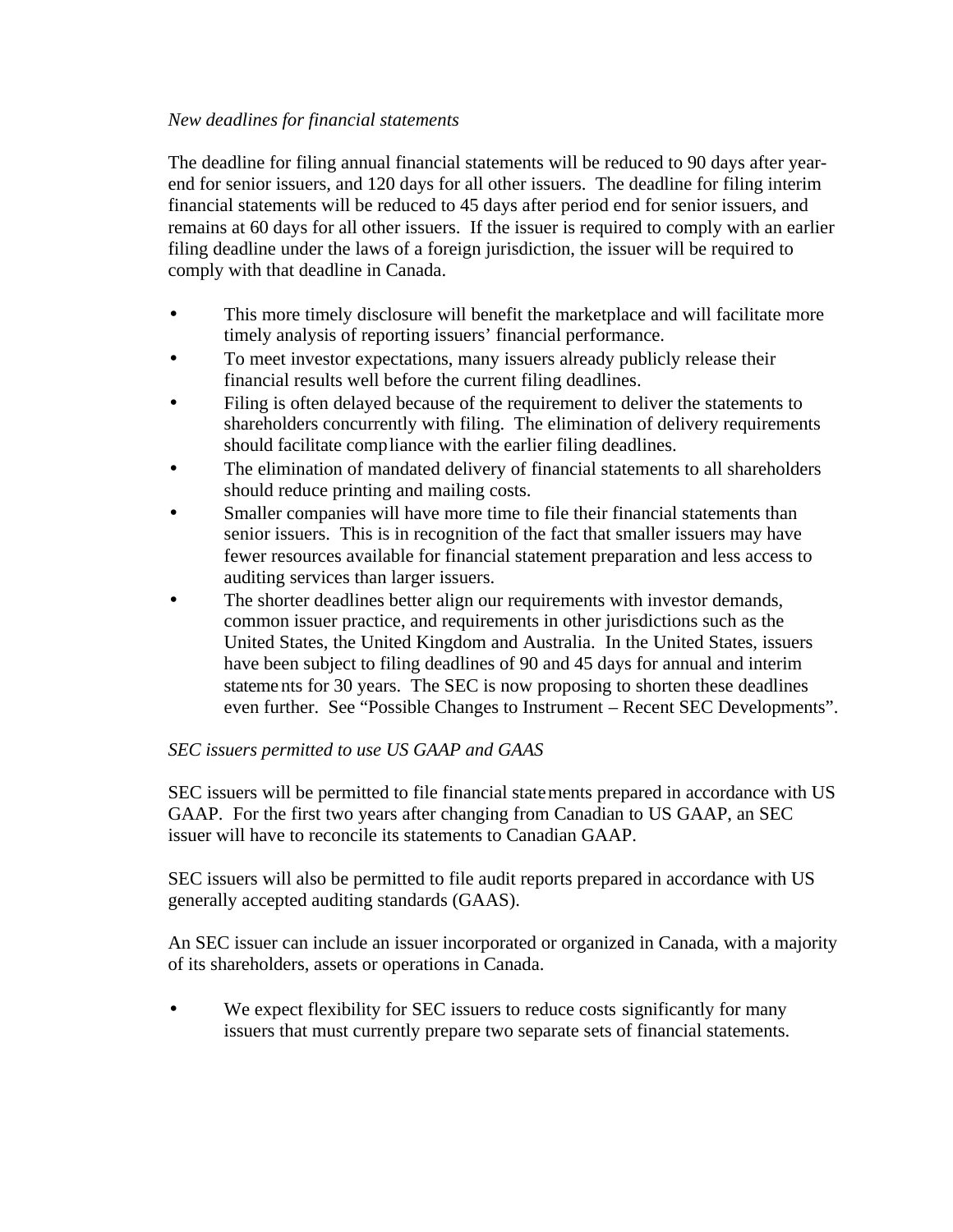*New deadlines for financial statements*

The deadline for filing annual financial statements will be reduced to 90 days after year-end for senior issuers, and 120 days for all other issuers. The deadline for filing interim financial statements will be reduced to 45 days after period end for senior issuers, and remains at 60 days for all other issuers. If the issuer is required to comply with an earlier filing deadline under the laws of a foreign jurisdiction, the issuer will be required to comply with that deadline in Canada.

- This more timely disclosure will benefit the marketplace and will facilitate more timely analysis of reporting issuers' financial performance.
- To meet investor expectations, many issuers already publicly release their financial results well before the current filing deadlines.
- Filing is often delayed because of the requirement to deliver the statements to shareholders concurrently with filing. The elimination of delivery requirements should facilitate compliance with the earlier filing deadlines.
- The elimination of mandated delivery of financial statements to all shareholders should reduce printing and mailing costs.
- Smaller companies will have more time to file their financial statements than senior issuers. This is in recognition of the fact that smaller issuers may have fewer resources available for financial statement preparation and less access to auditing services than larger issuers.
- The shorter deadlines better align our requirements with investor demands, common issuer practice, and requirements in other jurisdictions such as the United States, the United Kingdom and Australia. In the United States, issuers have been subject to filing deadlines of 90 and 45 days for annual and interim statements for 30 years. The SEC is now proposing to shorten these deadlines even further. See "Possible Changes to Instrument – Recent SEC Developments".

*SEC issuers permitted to use US GAAP and GAAS*

SEC issuers will be permitted to file financial statements prepared in accordance with US GAAP. For the first two years after changing from Canadian to US GAAP, an SEC issuer will have to reconcile its statements to Canadian GAAP.

SEC issuers will also be permitted to file audit reports prepared in accordance with US generally accepted auditing standards (GAAS).

An SEC issuer can include an issuer incorporated or organized in Canada, with a majority of its shareholders, assets or operations in Canada.

- We expect flexibility for SEC issuers to reduce costs significantly for many issuers that must currently prepare two separate sets of financial statements.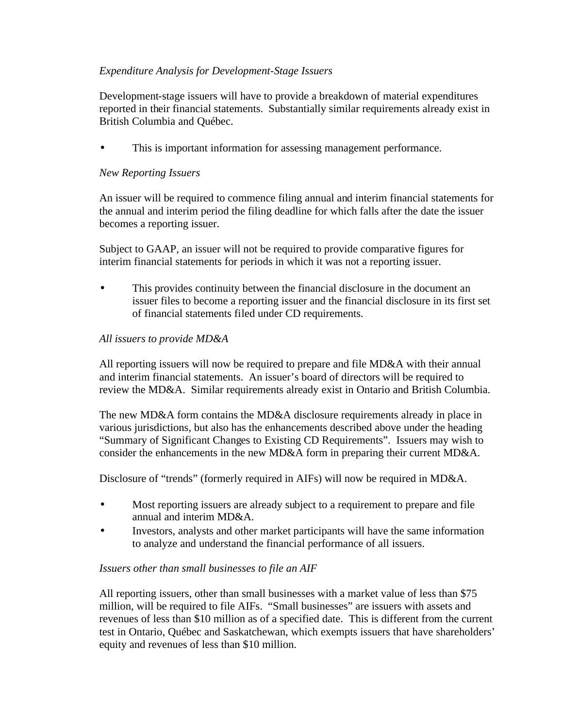*Expenditure Analysis for Development-Stage Issuers*

Development-stage issuers will have to provide a breakdown of material expenditures reported in their financial statements. Substantially similar requirements already exist in British Columbia and Québec.

- This is important information for assessing management performance.

*New Reporting Issuers*

An issuer will be required to commence filing annual and interim financial statements for the annual and interim period the filing deadline for which falls after the date the issuer becomes a reporting issuer.

Subject to GAAP, an issuer will not be required to provide comparative figures for interim financial statements for periods in which it was not a reporting issuer.

- This provides continuity between the financial disclosure in the document an issuer files to become a reporting issuer and the financial disclosure in its first set of financial statements filed under CD requirements.

*All issuers to provide MD&A*

All reporting issuers will now be required to prepare and file MD&A with their annual and interim financial statements. An issuer's board of directors will be required to review the MD&A. Similar requirements already exist in Ontario and British Columbia.

The new MD&A form contains the MD&A disclosure requirements already in place in various jurisdictions, but also has the enhancements described above under the heading "Summary of Significant Changes to Existing CD Requirements". Issuers may wish to consider the enhancements in the new MD&A form in preparing their current MD&A.

Disclosure of "trends" (formerly required in AIFs) will now be required in MD&A.

- Most reporting issuers are already subject to a requirement to prepare and file annual and interim MD&A.
- Investors, analysts and other market participants will have the same information to analyze and understand the financial performance of all issuers.

*Issuers other than small businesses to file an AIF*

All reporting issuers, other than small businesses with a market value of less than $75 million, will be required to file AIFs. "Small businesses" are issuers with assets and revenues of less than $10 million as of a specified date. This is different from the current test in Ontario, Québec and Saskatchewan, which exempts issuers that have shareholders' equity and revenues of less than $10 million.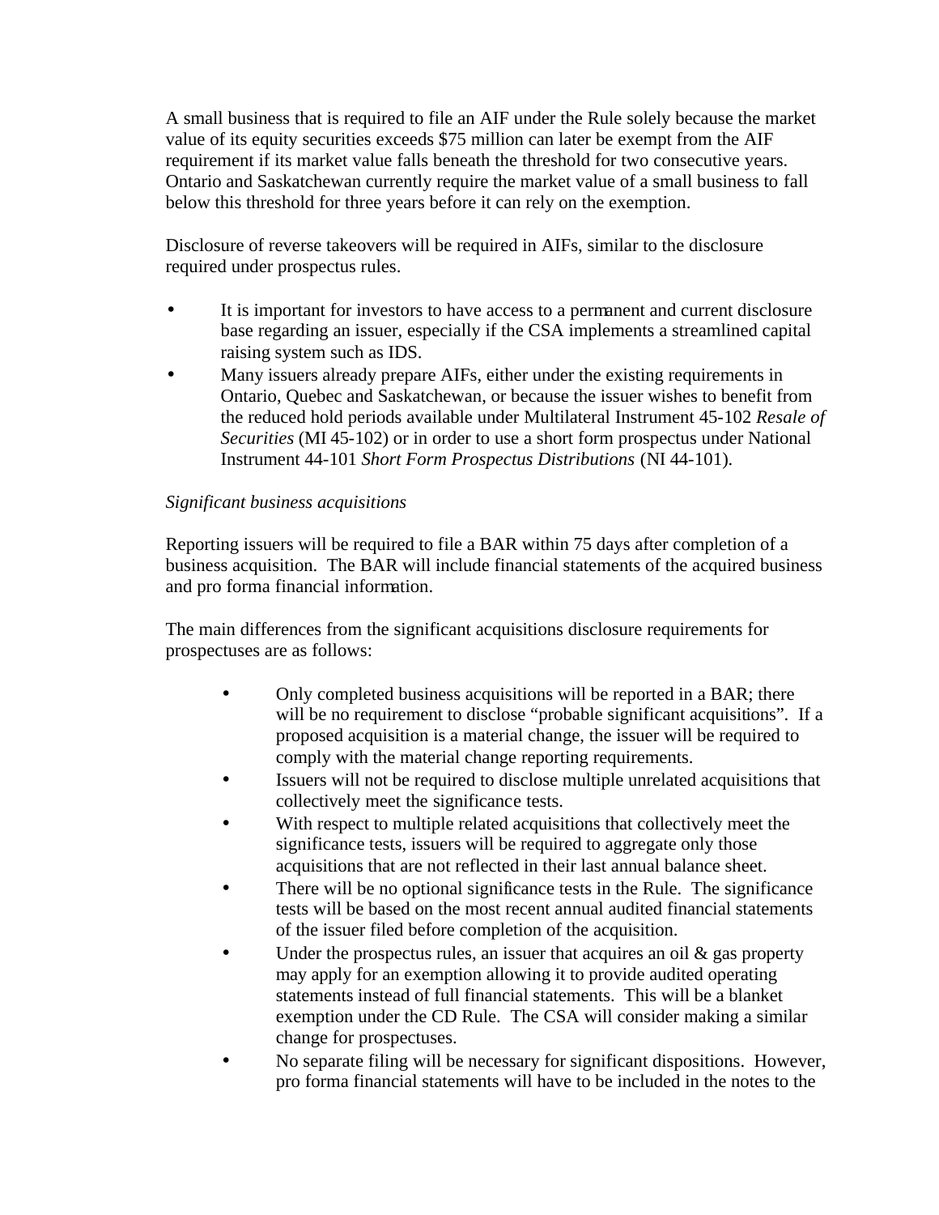A small business that is required to file an AIF under the Rule solely because the market value of its equity securities exceeds $75 million can later be exempt from the AIF requirement if its market value falls beneath the threshold for two consecutive years. Ontario and Saskatchewan currently require the market value of a small business to fall below this threshold for three years before it can rely on the exemption.

Disclosure of reverse takeovers will be required in AIFs, similar to the disclosure required under prospectus rules.

- It is important for investors to have access to a permanent and current disclosure base regarding an issuer, especially if the CSA implements a streamlined capital raising system such as IDS.
- Many issuers already prepare AIFs, either under the existing requirements in Ontario, Quebec and Saskatchewan, or because the issuer wishes to benefit from the reduced hold periods available under Multilateral Instrument 45-102 *Resale of Securities* (MI 45-102) or in order to use a short form prospectus under National Instrument 44-101 *Short Form Prospectus Distributions* (NI 44-101).

*Significant business acquisitions*

Reporting issuers will be required to file a BAR within 75 days after completion of a business acquisition. The BAR will include financial statements of the acquired business and pro forma financial information.

The main differences from the significant acquisitions disclosure requirements for prospectuses are as follows:

- Only completed business acquisitions will be reported in a BAR; there will be no requirement to disclose "probable significant acquisitions". If a proposed acquisition is a material change, the issuer will be required to comply with the material change reporting requirements.
- Issuers will not be required to disclose multiple unrelated acquisitions that collectively meet the significance tests.
- With respect to multiple related acquisitions that collectively meet the significance tests, issuers will be required to aggregate only those acquisitions that are not reflected in their last annual balance sheet.
- There will be no optional significance tests in the Rule. The significance tests will be based on the most recent annual audited financial statements of the issuer filed before completion of the acquisition.
- Under the prospectus rules, an issuer that acquires an oil & gas property may apply for an exemption allowing it to provide audited operating statements instead of full financial statements. This will be a blanket exemption under the CD Rule. The CSA will consider making a similar change for prospectuses.
- No separate filing will be necessary for significant dispositions. However, pro forma financial statements will have to be included in the notes to the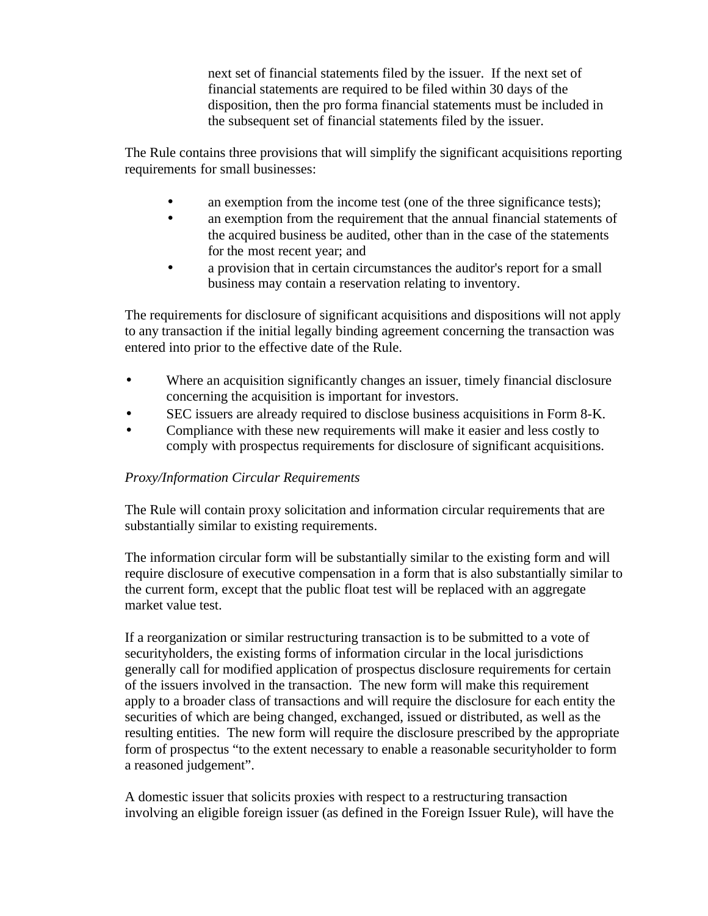next set of financial statements filed by the issuer. If the next set of financial statements are required to be filed within 30 days of the disposition, then the pro forma financial statements must be included in the subsequent set of financial statements filed by the issuer.

The Rule contains three provisions that will simplify the significant acquisitions reporting requirements for small businesses:

- an exemption from the income test (one of the three significance tests);
- an exemption from the requirement that the annual financial statements of the acquired business be audited, other than in the case of the statements for the most recent year; and
- a provision that in certain circumstances the auditor's report for a small business may contain a reservation relating to inventory.

The requirements for disclosure of significant acquisitions and dispositions will not apply to any transaction if the initial legally binding agreement concerning the transaction was entered into prior to the effective date of the Rule.

- Where an acquisition significantly changes an issuer, timely financial disclosure concerning the acquisition is important for investors.
- SEC issuers are already required to disclose business acquisitions in Form 8-K.
- Compliance with these new requirements will make it easier and less costly to comply with prospectus requirements for disclosure of significant acquisitions.

*Proxy/Information Circular Requirements*

The Rule will contain proxy solicitation and information circular requirements that are substantially similar to existing requirements.

The information circular form will be substantially similar to the existing form and will require disclosure of executive compensation in a form that is also substantially similar to the current form, except that the public float test will be replaced with an aggregate market value test.

If a reorganization or similar restructuring transaction is to be submitted to a vote of securityholders, the existing forms of information circular in the local jurisdictions generally call for modified application of prospectus disclosure requirements for certain of the issuers involved in the transaction. The new form will make this requirement apply to a broader class of transactions and will require the disclosure for each entity the securities of which are being changed, exchanged, issued or distributed, as well as the resulting entities. The new form will require the disclosure prescribed by the appropriate form of prospectus "to the extent necessary to enable a reasonable securityholder to form a reasoned judgement".

A domestic issuer that solicits proxies with respect to a restructuring transaction involving an eligible foreign issuer (as defined in the Foreign Issuer Rule), will have the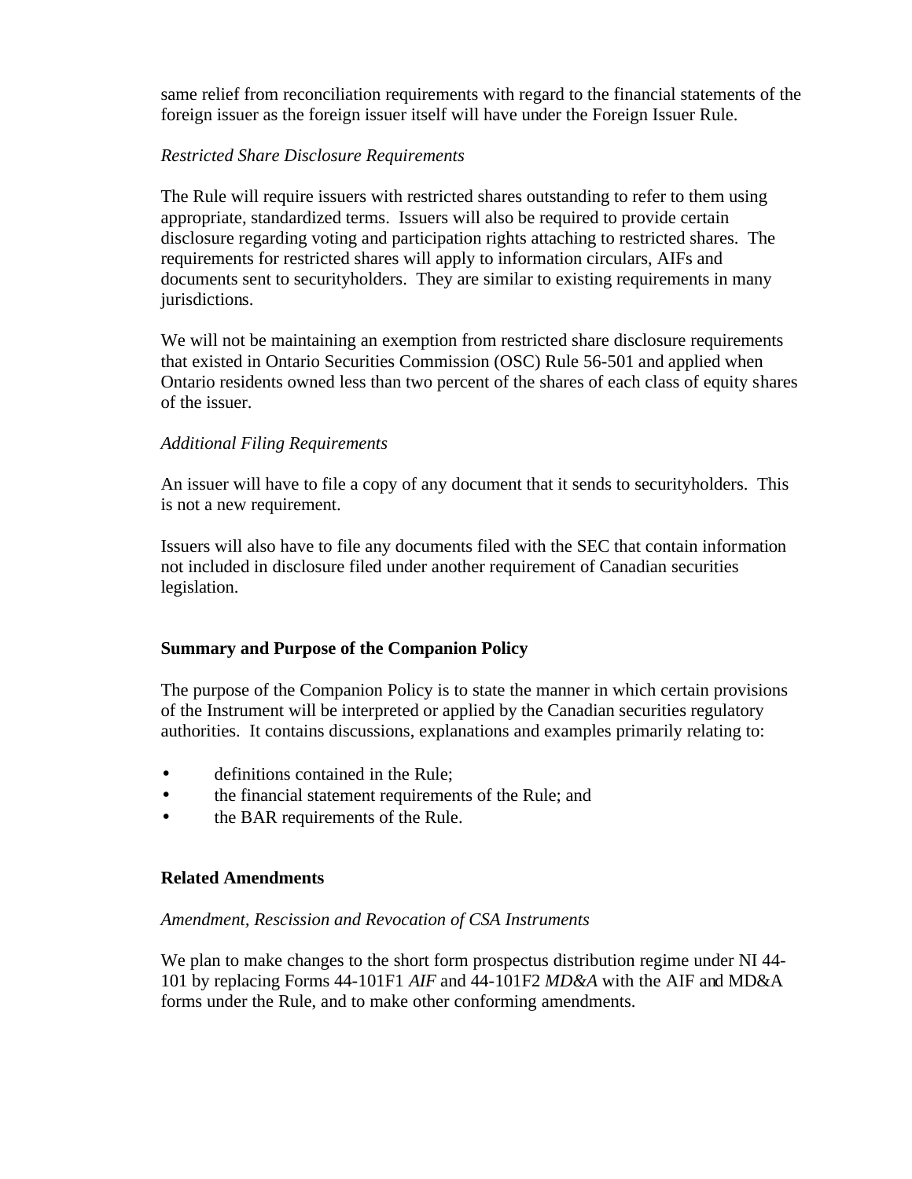same relief from reconciliation requirements with regard to the financial statements of the foreign issuer as the foreign issuer itself will have under the Foreign Issuer Rule.

*Restricted Share Disclosure Requirements*

The Rule will require issuers with restricted shares outstanding to refer to them using appropriate, standardized terms. Issuers will also be required to provide certain disclosure regarding voting and participation rights attaching to restricted shares. The requirements for restricted shares will apply to information circulars, AIFs and documents sent to securityholders. They are similar to existing requirements in many jurisdictions.

We will not be maintaining an exemption from restricted share disclosure requirements that existed in Ontario Securities Commission (OSC) Rule 56-501 and applied when Ontario residents owned less than two percent of the shares of each class of equity shares of the issuer.

*Additional Filing Requirements*

An issuer will have to file a copy of any document that it sends to securityholders. This is not a new requirement.

Issuers will also have to file any documents filed with the SEC that contain information not included in disclosure filed under another requirement of Canadian securities legislation.

## Summary and Purpose of the Companion Policy

The purpose of the Companion Policy is to state the manner in which certain provisions of the Instrument will be interpreted or applied by the Canadian securities regulatory authorities. It contains discussions, explanations and examples primarily relating to:

- definitions contained in the Rule;
- the financial statement requirements of the Rule; and
- the BAR requirements of the Rule.

## Related Amendments

*Amendment, Rescission and Revocation of CSA Instruments*

We plan to make changes to the short form prospectus distribution regime under NI 44-101 by replacing Forms 44-101F1 *AIF* and 44-101F2 *MD&A* with the AIF and MD&A forms under the Rule, and to make other conforming amendments.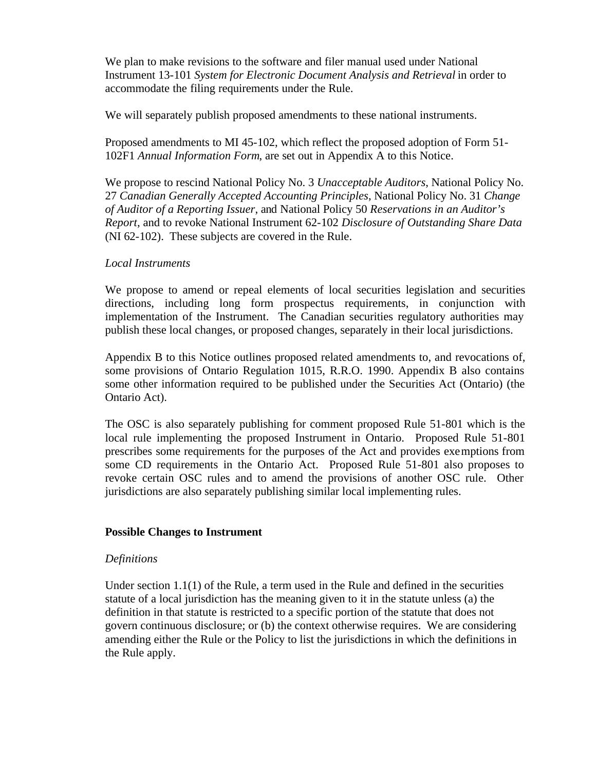We plan to make revisions to the software and filer manual used under National Instrument 13-101 *System for Electronic Document Analysis and Retrieval* in order to accommodate the filing requirements under the Rule.

We will separately publish proposed amendments to these national instruments.

Proposed amendments to MI 45-102, which reflect the proposed adoption of Form 51-102F1 *Annual Information Form*, are set out in Appendix A to this Notice.

We propose to rescind National Policy No. 3 *Unacceptable Auditors*, National Policy No. 27 *Canadian Generally Accepted Accounting Principles*, National Policy No. 31 *Change of Auditor of a Reporting Issuer*, and National Policy 50 *Reservations in an Auditor's Report*, and to revoke National Instrument 62-102 *Disclosure of Outstanding Share Data* (NI 62-102). These subjects are covered in the Rule.

*Local Instruments*

We propose to amend or repeal elements of local securities legislation and securities directions, including long form prospectus requirements, in conjunction with implementation of the Instrument. The Canadian securities regulatory authorities may publish these local changes, or proposed changes, separately in their local jurisdictions.

Appendix B to this Notice outlines proposed related amendments to, and revocations of, some provisions of Ontario Regulation 1015, R.R.O. 1990. Appendix B also contains some other information required to be published under the Securities Act (Ontario) (the Ontario Act).

The OSC is also separately publishing for comment proposed Rule 51-801 which is the local rule implementing the proposed Instrument in Ontario. Proposed Rule 51-801 prescribes some requirements for the purposes of the Act and provides exemptions from some CD requirements in the Ontario Act. Proposed Rule 51-801 also proposes to revoke certain OSC rules and to amend the provisions of another OSC rule. Other jurisdictions are also separately publishing similar local implementing rules.

**Possible Changes to Instrument**

*Definitions*

Under section 1.1(1) of the Rule, a term used in the Rule and defined in the securities statute of a local jurisdiction has the meaning given to it in the statute unless (a) the definition in that statute is restricted to a specific portion of the statute that does not govern continuous disclosure; or (b) the context otherwise requires. We are considering amending either the Rule or the Policy to list the jurisdictions in which the definitions in the Rule apply.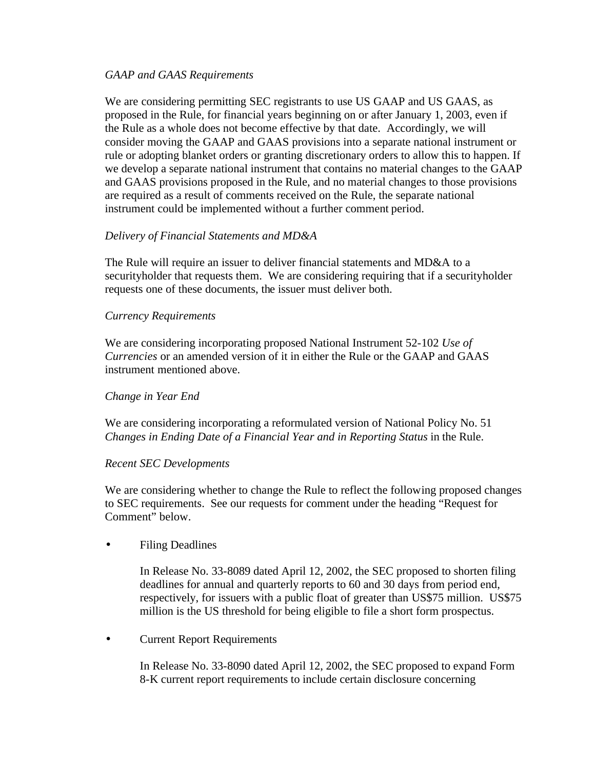*GAAP and GAAS Requirements*

We are considering permitting SEC registrants to use US GAAP and US GAAS, as proposed in the Rule, for financial years beginning on or after January 1, 2003, even if the Rule as a whole does not become effective by that date. Accordingly, we will consider moving the GAAP and GAAS provisions into a separate national instrument or rule or adopting blanket orders or granting discretionary orders to allow this to happen. If we develop a separate national instrument that contains no material changes to the GAAP and GAAS provisions proposed in the Rule, and no material changes to those provisions are required as a result of comments received on the Rule, the separate national instrument could be implemented without a further comment period.

*Delivery of Financial Statements and MD&A*

The Rule will require an issuer to deliver financial statements and MD&A to a securityholder that requests them. We are considering requiring that if a securityholder requests one of these documents, the issuer must deliver both.

*Currency Requirements*

We are considering incorporating proposed National Instrument 52-102 *Use of Currencies* or an amended version of it in either the Rule or the GAAP and GAAS instrument mentioned above.

*Change in Year End*

We are considering incorporating a reformulated version of National Policy No. 51 *Changes in Ending Date of a Financial Year and in Reporting Status* in the Rule.

*Recent SEC Developments*

We are considering whether to change the Rule to reflect the following proposed changes to SEC requirements. See our requests for comment under the heading "Request for Comment" below.

- Filing Deadlines

  In Release No. 33-8089 dated April 12, 2002, the SEC proposed to shorten filing deadlines for annual and quarterly reports to 60 and 30 days from period end, respectively, for issuers with a public float of greater than US$75 million. US$75 million is the US threshold for being eligible to file a short form prospectus.

- Current Report Requirements

  In Release No. 33-8090 dated April 12, 2002, the SEC proposed to expand Form 8-K current report requirements to include certain disclosure concerning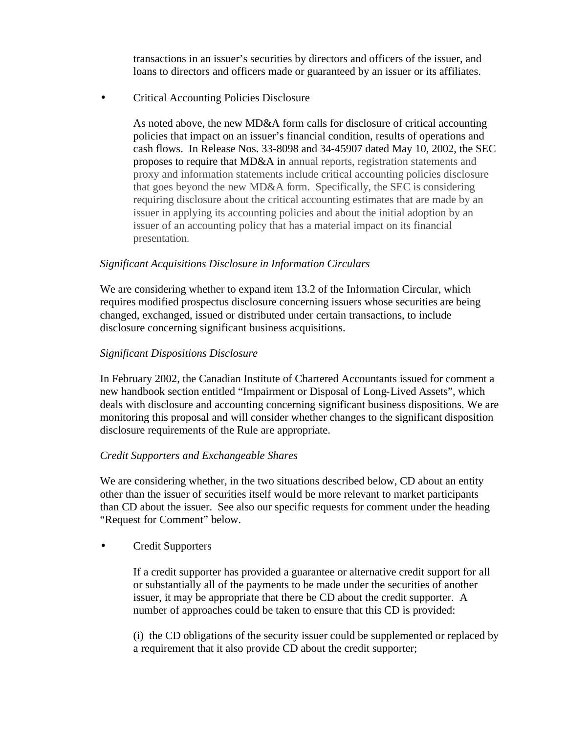transactions in an issuer's securities by directors and officers of the issuer, and loans to directors and officers made or guaranteed by an issuer or its affiliates.

- Critical Accounting Policies Disclosure

  As noted above, the new MD&A form calls for disclosure of critical accounting policies that impact on an issuer's financial condition, results of operations and cash flows. In Release Nos. 33-8098 and 34-45907 dated May 10, 2002, the SEC proposes to require that MD&A in annual reports, registration statements and proxy and information statements include critical accounting policies disclosure that goes beyond the new MD&A form. Specifically, the SEC is considering requiring disclosure about the critical accounting estimates that are made by an issuer in applying its accounting policies and about the initial adoption by an issuer of an accounting policy that has a material impact on its financial presentation.

*Significant Acquisitions Disclosure in Information Circulars*

We are considering whether to expand item 13.2 of the Information Circular, which requires modified prospectus disclosure concerning issuers whose securities are being changed, exchanged, issued or distributed under certain transactions, to include disclosure concerning significant business acquisitions.

*Significant Dispositions Disclosure*

In February 2002, the Canadian Institute of Chartered Accountants issued for comment a new handbook section entitled "Impairment or Disposal of Long-Lived Assets", which deals with disclosure and accounting concerning significant business dispositions. We are monitoring this proposal and will consider whether changes to the significant disposition disclosure requirements of the Rule are appropriate.

*Credit Supporters and Exchangeable Shares*

We are considering whether, in the two situations described below, CD about an entity other than the issuer of securities itself would be more relevant to market participants than CD about the issuer. See also our specific requests for comment under the heading "Request for Comment" below.

- Credit Supporters

  If a credit supporter has provided a guarantee or alternative credit support for all or substantially all of the payments to be made under the securities of another issuer, it may be appropriate that there be CD about the credit supporter. A number of approaches could be taken to ensure that this CD is provided:

  (i) the CD obligations of the security issuer could be supplemented or replaced by a requirement that it also provide CD about the credit supporter;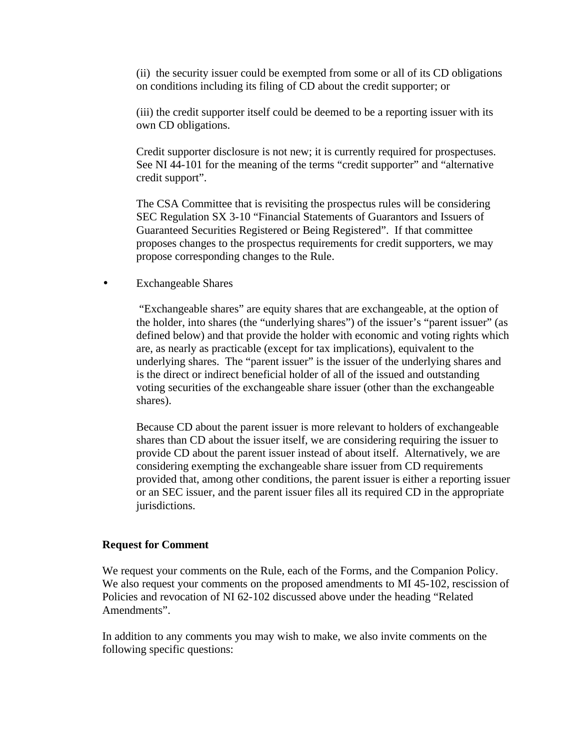(ii) the security issuer could be exempted from some or all of its CD obligations on conditions including its filing of CD about the credit supporter; or

(iii) the credit supporter itself could be deemed to be a reporting issuer with its own CD obligations.

Credit supporter disclosure is not new; it is currently required for prospectuses. See NI 44-101 for the meaning of the terms "credit supporter" and "alternative credit support".

The CSA Committee that is revisiting the prospectus rules will be considering SEC Regulation SX 3-10 "Financial Statements of Guarantors and Issuers of Guaranteed Securities Registered or Being Registered". If that committee proposes changes to the prospectus requirements for credit supporters, we may propose corresponding changes to the Rule.

- Exchangeable Shares

  "Exchangeable shares" are equity shares that are exchangeable, at the option of the holder, into shares (the "underlying shares") of the issuer's "parent issuer" (as defined below) and that provide the holder with economic and voting rights which are, as nearly as practicable (except for tax implications), equivalent to the underlying shares. The "parent issuer" is the issuer of the underlying shares and is the direct or indirect beneficial holder of all of the issued and outstanding voting securities of the exchangeable share issuer (other than the exchangeable shares).

  Because CD about the parent issuer is more relevant to holders of exchangeable shares than CD about the issuer itself, we are considering requiring the issuer to provide CD about the parent issuer instead of about itself. Alternatively, we are considering exempting the exchangeable share issuer from CD requirements provided that, among other conditions, the parent issuer is either a reporting issuer or an SEC issuer, and the parent issuer files all its required CD in the appropriate jurisdictions.

**Request for Comment**

We request your comments on the Rule, each of the Forms, and the Companion Policy. We also request your comments on the proposed amendments to MI 45-102, rescission of Policies and revocation of NI 62-102 discussed above under the heading "Related Amendments".

In addition to any comments you may wish to make, we also invite comments on the following specific questions: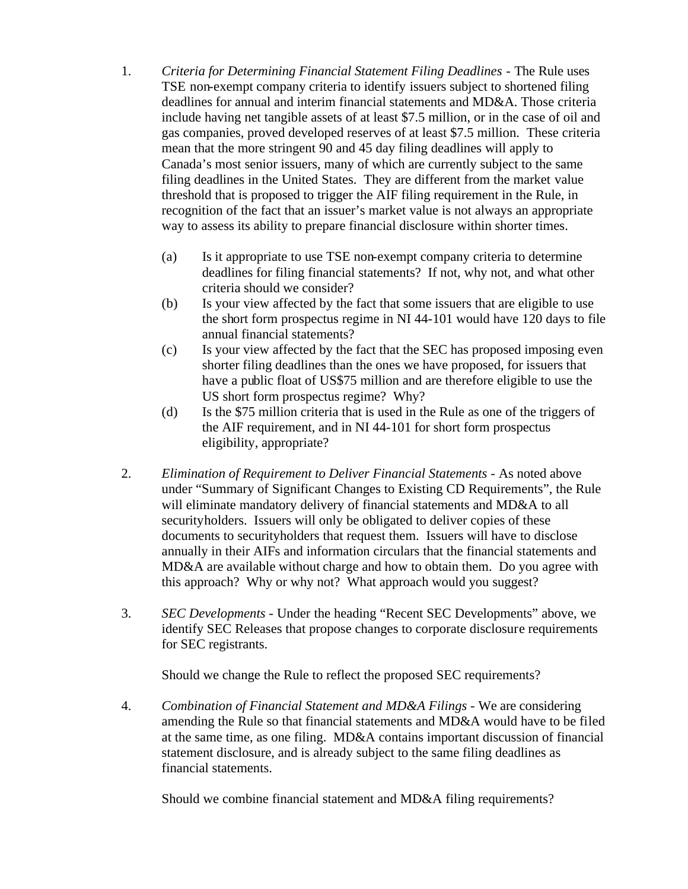1. *Criteria for Determining Financial Statement Filing Deadlines* - The Rule uses TSE non-exempt company criteria to identify issuers subject to shortened filing deadlines for annual and interim financial statements and MD&A. Those criteria include having net tangible assets of at least $7.5 million, or in the case of oil and gas companies, proved developed reserves of at least $7.5 million. These criteria mean that the more stringent 90 and 45 day filing deadlines will apply to Canada's most senior issuers, many of which are currently subject to the same filing deadlines in the United States. They are different from the market value threshold that is proposed to trigger the AIF filing requirement in the Rule, in recognition of the fact that an issuer's market value is not always an appropriate way to assess its ability to prepare financial disclosure within shorter times.

   (a) Is it appropriate to use TSE non-exempt company criteria to determine deadlines for filing financial statements? If not, why not, and what other criteria should we consider?
   (b) Is your view affected by the fact that some issuers that are eligible to use the short form prospectus regime in NI 44-101 would have 120 days to file annual financial statements?
   (c) Is your view affected by the fact that the SEC has proposed imposing even shorter filing deadlines than the ones we have proposed, for issuers that have a public float of US$75 million and are therefore eligible to use the US short form prospectus regime? Why?
   (d) Is the $75 million criteria that is used in the Rule as one of the triggers of the AIF requirement, and in NI 44-101 for short form prospectus eligibility, appropriate?

2. *Elimination of Requirement to Deliver Financial Statements* - As noted above under "Summary of Significant Changes to Existing CD Requirements", the Rule will eliminate mandatory delivery of financial statements and MD&A to all securityholders. Issuers will only be obligated to deliver copies of these documents to securityholders that request them. Issuers will have to disclose annually in their AIFs and information circulars that the financial statements and MD&A are available without charge and how to obtain them. Do you agree with this approach? Why or why not? What approach would you suggest?

3. *SEC Developments* - Under the heading "Recent SEC Developments" above, we identify SEC Releases that propose changes to corporate disclosure requirements for SEC registrants.

   Should we change the Rule to reflect the proposed SEC requirements?

4. *Combination of Financial Statement and MD&A Filings* - We are considering amending the Rule so that financial statements and MD&A would have to be filed at the same time, as one filing. MD&A contains important discussion of financial statement disclosure, and is already subject to the same filing deadlines as financial statements.

   Should we combine financial statement and MD&A filing requirements?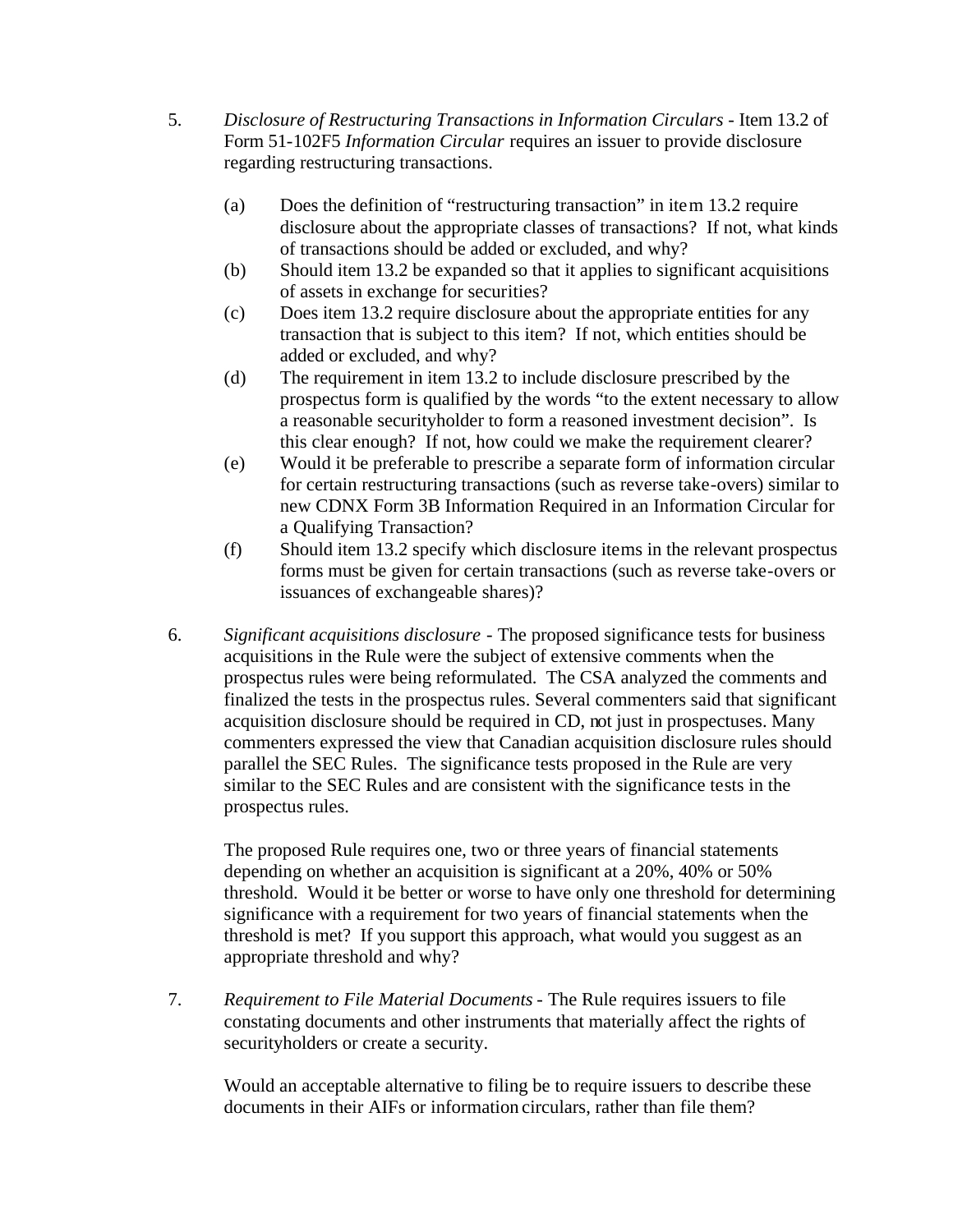5. *Disclosure of Restructuring Transactions in Information Circulars* - Item 13.2 of Form 51-102F5 *Information Circular* requires an issuer to provide disclosure regarding restructuring transactions.

   (a) Does the definition of "restructuring transaction" in item 13.2 require disclosure about the appropriate classes of transactions? If not, what kinds of transactions should be added or excluded, and why?
   (b) Should item 13.2 be expanded so that it applies to significant acquisitions of assets in exchange for securities?
   (c) Does item 13.2 require disclosure about the appropriate entities for any transaction that is subject to this item? If not, which entities should be added or excluded, and why?
   (d) The requirement in item 13.2 to include disclosure prescribed by the prospectus form is qualified by the words "to the extent necessary to allow a reasonable securityholder to form a reasoned investment decision". Is this clear enough? If not, how could we make the requirement clearer?
   (e) Would it be preferable to prescribe a separate form of information circular for certain restructuring transactions (such as reverse take-overs) similar to new CDNX Form 3B Information Required in an Information Circular for a Qualifying Transaction?
   (f) Should item 13.2 specify which disclosure items in the relevant prospectus forms must be given for certain transactions (such as reverse take-overs or issuances of exchangeable shares)?

6. *Significant acquisitions disclosure* - The proposed significance tests for business acquisitions in the Rule were the subject of extensive comments when the prospectus rules were being reformulated. The CSA analyzed the comments and finalized the tests in the prospectus rules. Several commenters said that significant acquisition disclosure should be required in CD, not just in prospectuses. Many commenters expressed the view that Canadian acquisition disclosure rules should parallel the SEC Rules. The significance tests proposed in the Rule are very similar to the SEC Rules and are consistent with the significance tests in the prospectus rules.

   The proposed Rule requires one, two or three years of financial statements depending on whether an acquisition is significant at a 20%, 40% or 50% threshold. Would it be better or worse to have only one threshold for determining significance with a requirement for two years of financial statements when the threshold is met? If you support this approach, what would you suggest as an appropriate threshold and why?

7. *Requirement to File Material Documents* - The Rule requires issuers to file constating documents and other instruments that materially affect the rights of securityholders or create a security.

   Would an acceptable alternative to filing be to require issuers to describe these documents in their AIFs or information circulars, rather than file them?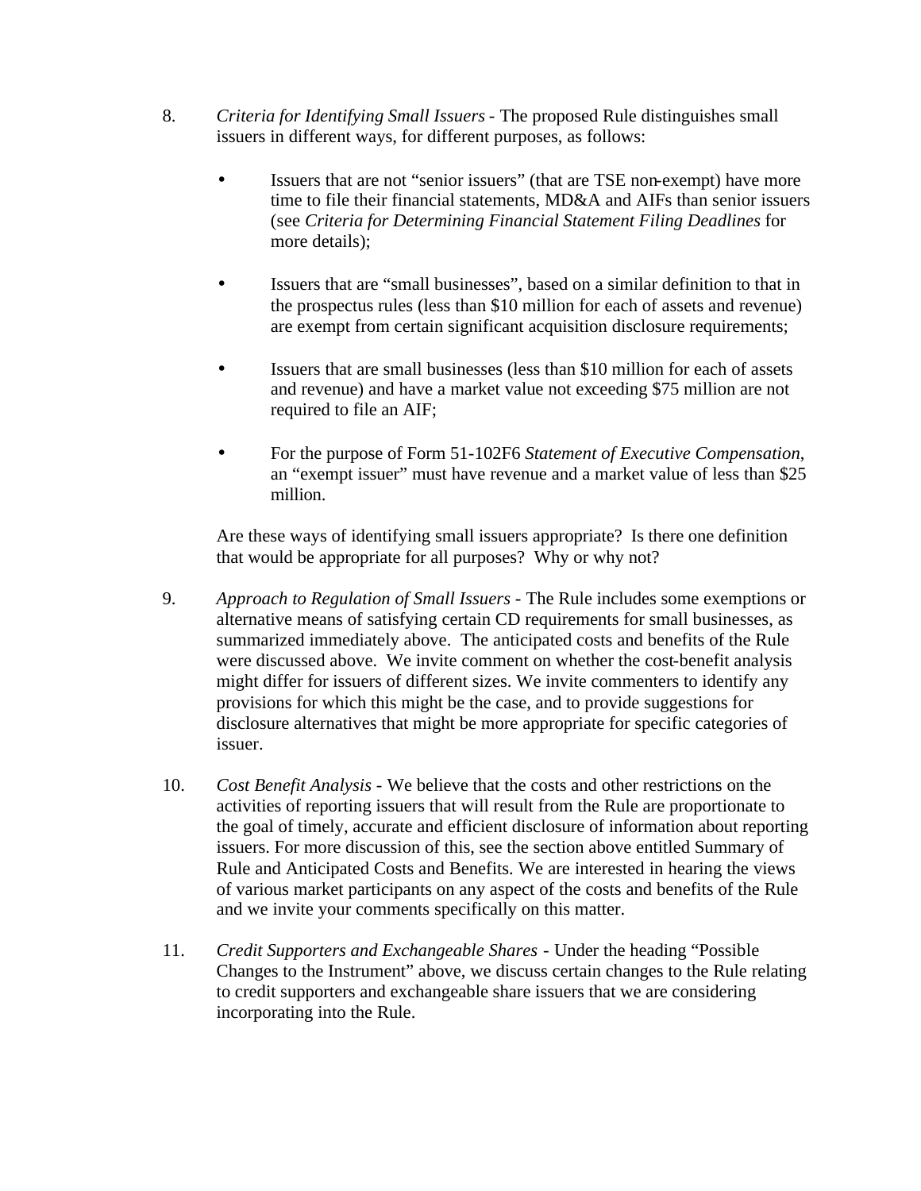8. *Criteria for Identifying Small Issuers* - The proposed Rule distinguishes small issuers in different ways, for different purposes, as follows:

   - Issuers that are not "senior issuers" (that are TSE non-exempt) have more time to file their financial statements, MD&A and AIFs than senior issuers (see *Criteria for Determining Financial Statement Filing Deadlines* for more details);

   - Issuers that are "small businesses", based on a similar definition to that in the prospectus rules (less than $10 million for each of assets and revenue) are exempt from certain significant acquisition disclosure requirements;

   - Issuers that are small businesses (less than $10 million for each of assets and revenue) and have a market value not exceeding $75 million are not required to file an AIF;

   - For the purpose of Form 51-102F6 *Statement of Executive Compensation*, an "exempt issuer" must have revenue and a market value of less than $25 million.

   Are these ways of identifying small issuers appropriate? Is there one definition that would be appropriate for all purposes? Why or why not?

9. *Approach to Regulation of Small Issuers* - The Rule includes some exemptions or alternative means of satisfying certain CD requirements for small businesses, as summarized immediately above. The anticipated costs and benefits of the Rule were discussed above. We invite comment on whether the cost-benefit analysis might differ for issuers of different sizes. We invite commenters to identify any provisions for which this might be the case, and to provide suggestions for disclosure alternatives that might be more appropriate for specific categories of issuer.

10. *Cost Benefit Analysis* - We believe that the costs and other restrictions on the activities of reporting issuers that will result from the Rule are proportionate to the goal of timely, accurate and efficient disclosure of information about reporting issuers. For more discussion of this, see the section above entitled Summary of Rule and Anticipated Costs and Benefits. We are interested in hearing the views of various market participants on any aspect of the costs and benefits of the Rule and we invite your comments specifically on this matter.

11. *Credit Supporters and Exchangeable Shares* - Under the heading "Possible Changes to the Instrument" above, we discuss certain changes to the Rule relating to credit supporters and exchangeable share issuers that we are considering incorporating into the Rule.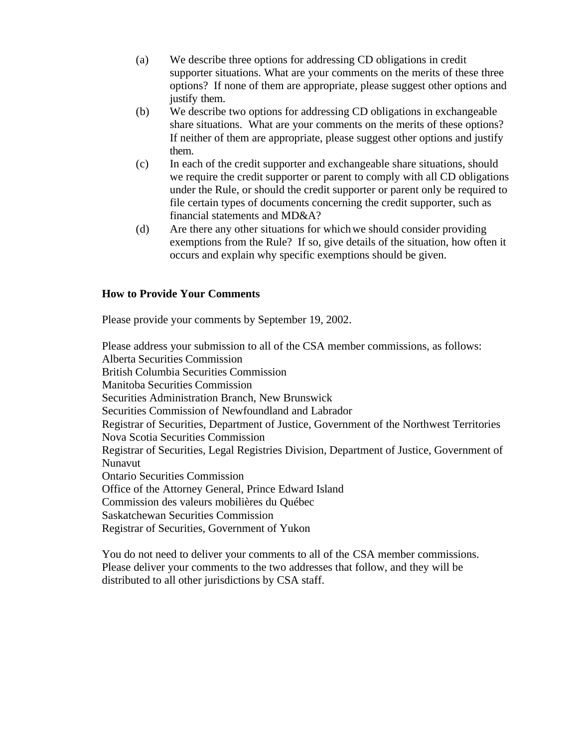(a) We describe three options for addressing CD obligations in credit supporter situations. What are your comments on the merits of these three options? If none of them are appropriate, please suggest other options and justify them.

(b) We describe two options for addressing CD obligations in exchangeable share situations. What are your comments on the merits of these options? If neither of them are appropriate, please suggest other options and justify them.

(c) In each of the credit supporter and exchangeable share situations, should we require the credit supporter or parent to comply with all CD obligations under the Rule, or should the credit supporter or parent only be required to file certain types of documents concerning the credit supporter, such as financial statements and MD&A?

(d) Are there any other situations for which we should consider providing exemptions from the Rule? If so, give details of the situation, how often it occurs and explain why specific exemptions should be given.

**How to Provide Your Comments**

Please provide your comments by September 19, 2002.

Please address your submission to all of the CSA member commissions, as follows:
Alberta Securities Commission
British Columbia Securities Commission
Manitoba Securities Commission
Securities Administration Branch, New Brunswick
Securities Commission of Newfoundland and Labrador
Registrar of Securities, Department of Justice, Government of the Northwest Territories
Nova Scotia Securities Commission
Registrar of Securities, Legal Registries Division, Department of Justice, Government of Nunavut
Ontario Securities Commission
Office of the Attorney General, Prince Edward Island
Commission des valeurs mobilières du Québec
Saskatchewan Securities Commission
Registrar of Securities, Government of Yukon

You do not need to deliver your comments to all of the CSA member commissions. Please deliver your comments to the two addresses that follow, and they will be distributed to all other jurisdictions by CSA staff.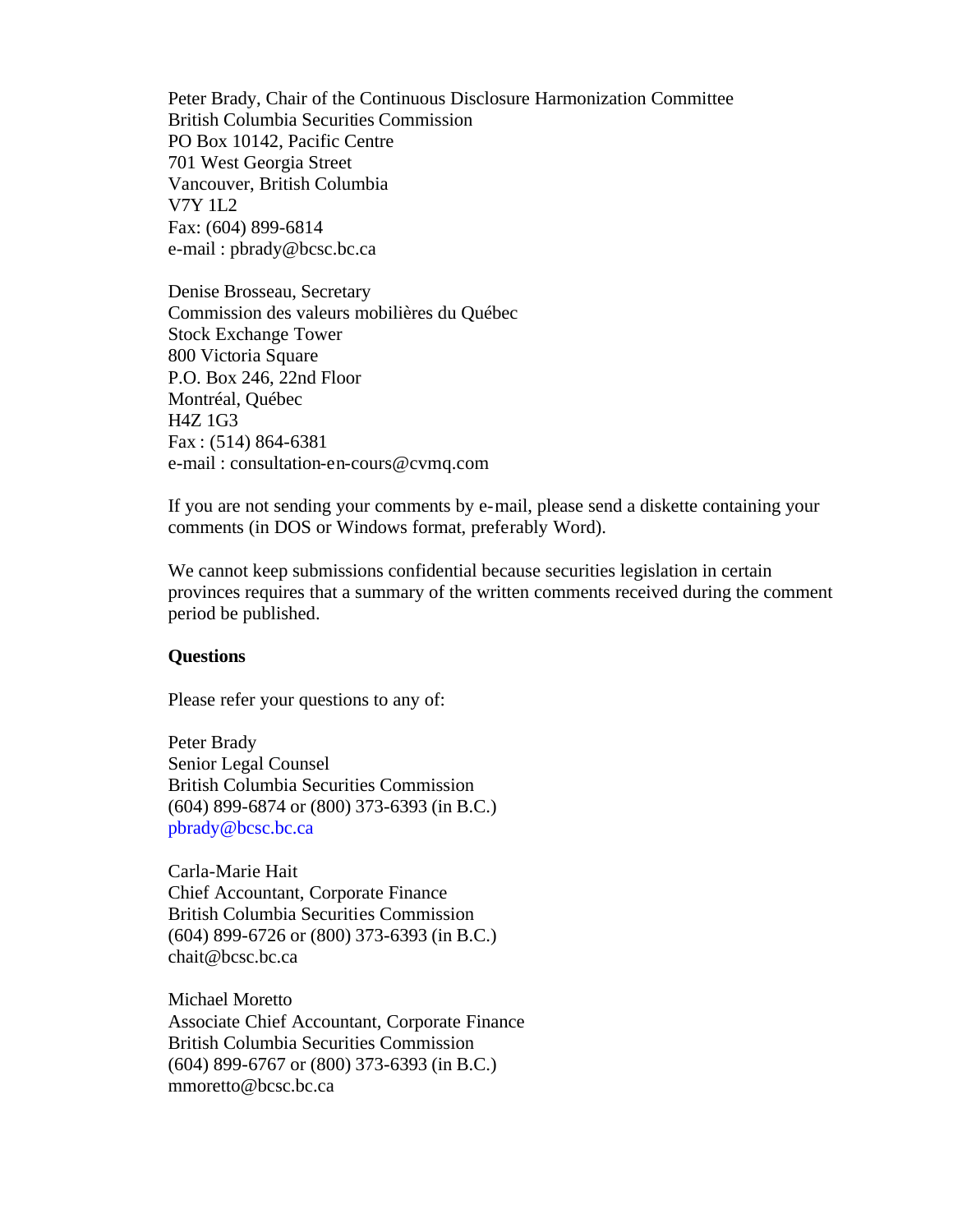Peter Brady, Chair of the Continuous Disclosure Harmonization Committee
British Columbia Securities Commission
PO Box 10142, Pacific Centre
701 West Georgia Street
Vancouver, British Columbia
V7Y 1L2
Fax: (604) 899-6814
e-mail : pbrady@bcsc.bc.ca

Denise Brosseau, Secretary
Commission des valeurs mobilières du Québec
Stock Exchange Tower
800 Victoria Square
P.O. Box 246, 22nd Floor
Montréal, Québec
H4Z 1G3
Fax : (514) 864-6381
e-mail : consultation-en-cours@cvmq.com

If you are not sending your comments by e-mail, please send a diskette containing your comments (in DOS or Windows format, preferably Word).

We cannot keep submissions confidential because securities legislation in certain provinces requires that a summary of the written comments received during the comment period be published.

**Questions**

Please refer your questions to any of:

Peter Brady
Senior Legal Counsel
British Columbia Securities Commission
(604) 899-6874 or (800) 373-6393 (in B.C.)
pbrady@bcsc.bc.ca

Carla-Marie Hait
Chief Accountant, Corporate Finance
British Columbia Securities Commission
(604) 899-6726 or (800) 373-6393 (in B.C.)
chait@bcsc.bc.ca

Michael Moretto
Associate Chief Accountant, Corporate Finance
British Columbia Securities Commission
(604) 899-6767 or (800) 373-6393 (in B.C.)
mmoretto@bcsc.bc.ca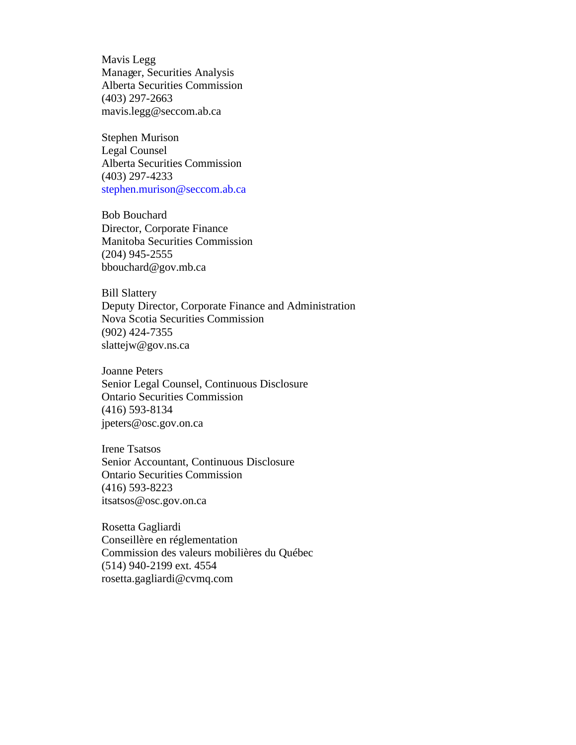Mavis Legg  
Manager, Securities Analysis  
Alberta Securities Commission  
(403) 297-2663  
mavis.legg@seccom.ab.ca

Stephen Murison  
Legal Counsel  
Alberta Securities Commission  
(403) 297-4233  
stephen.murison@seccom.ab.ca

Bob Bouchard  
Director, Corporate Finance  
Manitoba Securities Commission  
(204) 945-2555  
bbouchard@gov.mb.ca

Bill Slattery  
Deputy Director, Corporate Finance and Administration  
Nova Scotia Securities Commission  
(902) 424-7355  
slattejw@gov.ns.ca

Joanne Peters  
Senior Legal Counsel, Continuous Disclosure  
Ontario Securities Commission  
(416) 593-8134  
jpeters@osc.gov.on.ca

Irene Tsatsos  
Senior Accountant, Continuous Disclosure  
Ontario Securities Commission  
(416) 593-8223  
itsatsos@osc.gov.on.ca

Rosetta Gagliardi  
Conseillère en réglementation  
Commission des valeurs mobilières du Québec  
(514) 940-2199 ext. 4554  
rosetta.gagliardi@cvmq.com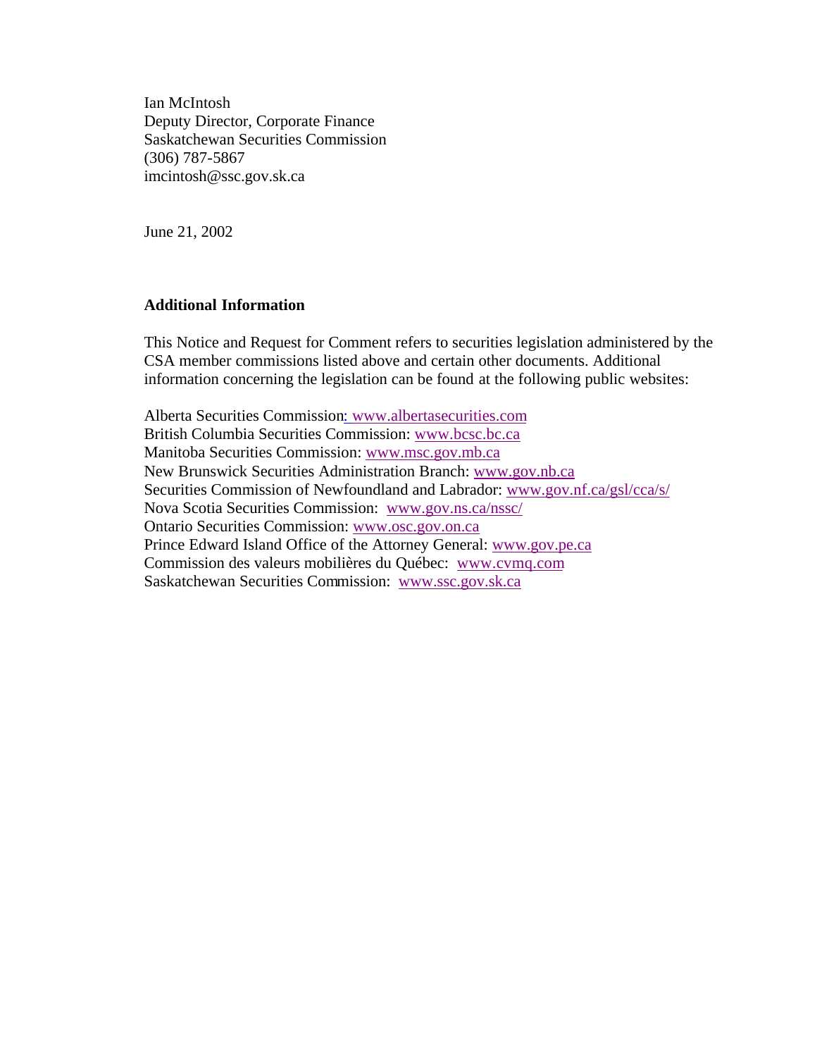Ian McIntosh
Deputy Director, Corporate Finance
Saskatchewan Securities Commission
(306) 787-5867
imcintosh@ssc.gov.sk.ca

June 21, 2002

**Additional Information**

This Notice and Request for Comment refers to securities legislation administered by the CSA member commissions listed above and certain other documents. Additional information concerning the legislation can be found at the following public websites:

Alberta Securities Commission: www.albertasecurities.com
British Columbia Securities Commission: www.bcsc.bc.ca
Manitoba Securities Commission: www.msc.gov.mb.ca
New Brunswick Securities Administration Branch: www.gov.nb.ca
Securities Commission of Newfoundland and Labrador: www.gov.nf.ca/gsl/cca/s/
Nova Scotia Securities Commission: www.gov.ns.ca/nssc/
Ontario Securities Commission: www.osc.gov.on.ca
Prince Edward Island Office of the Attorney General: www.gov.pe.ca
Commission des valeurs mobilières du Québec: www.cvmq.com
Saskatchewan Securities Commission: www.ssc.gov.sk.ca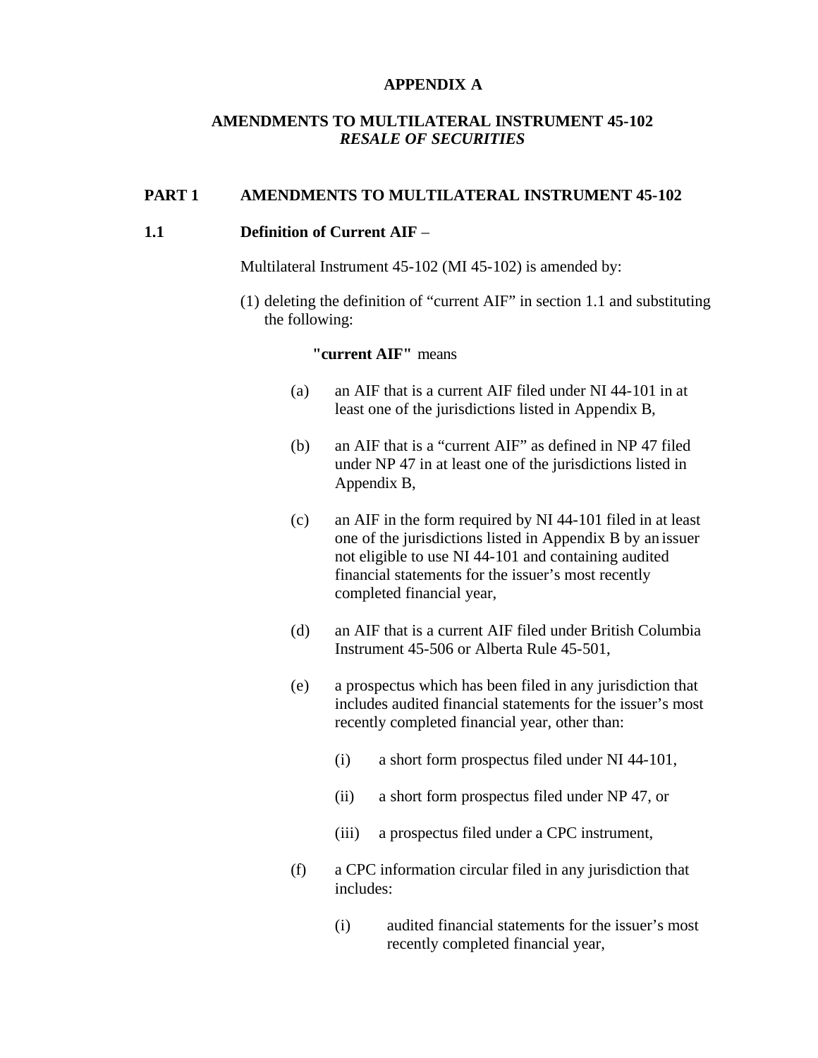# APPENDIX A

## AMENDMENTS TO MULTILATERAL INSTRUMENT 45-102 *RESALE OF SECURITIES*

### PART 1 AMENDMENTS TO MULTILATERAL INSTRUMENT 45-102

**1.1 Definition of Current AIF** –

Multilateral Instrument 45-102 (MI 45-102) is amended by:

(1) deleting the definition of "current AIF" in section 1.1 and substituting the following:

**"current AIF"** means

(a) an AIF that is a current AIF filed under NI 44-101 in at least one of the jurisdictions listed in Appendix B,

(b) an AIF that is a "current AIF" as defined in NP 47 filed under NP 47 in at least one of the jurisdictions listed in Appendix B,

(c) an AIF in the form required by NI 44-101 filed in at least one of the jurisdictions listed in Appendix B by an issuer not eligible to use NI 44-101 and containing audited financial statements for the issuer's most recently completed financial year,

(d) an AIF that is a current AIF filed under British Columbia Instrument 45-506 or Alberta Rule 45-501,

(e) a prospectus which has been filed in any jurisdiction that includes audited financial statements for the issuer's most recently completed financial year, other than:

(i) a short form prospectus filed under NI 44-101,

(ii) a short form prospectus filed under NP 47, or

(iii) a prospectus filed under a CPC instrument,

(f) a CPC information circular filed in any jurisdiction that includes:

(i) audited financial statements for the issuer's most recently completed financial year,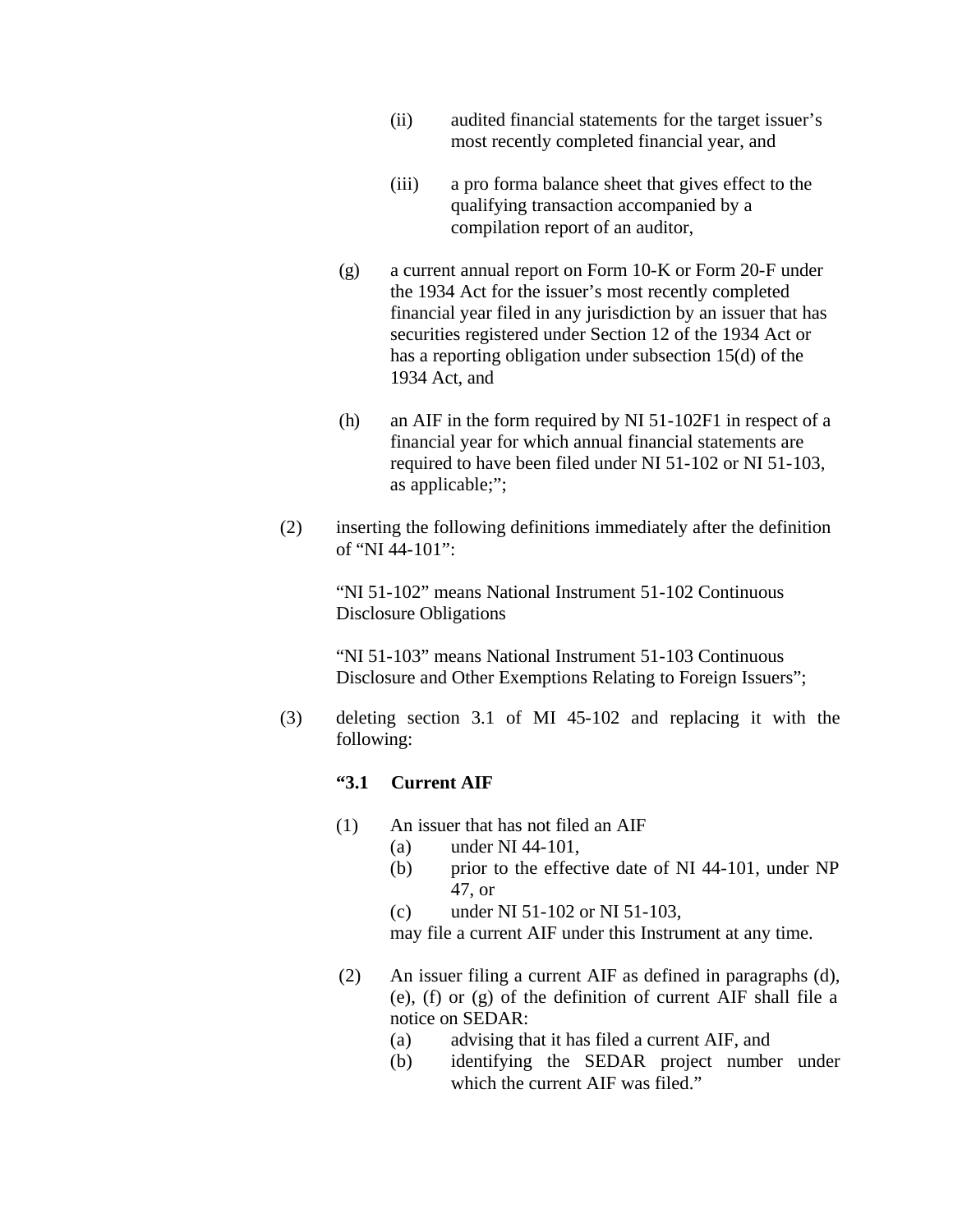(ii) audited financial statements for the target issuer's most recently completed financial year, and

(iii) a pro forma balance sheet that gives effect to the qualifying transaction accompanied by a compilation report of an auditor,

(g) a current annual report on Form 10-K or Form 20-F under the 1934 Act for the issuer's most recently completed financial year filed in any jurisdiction by an issuer that has securities registered under Section 12 of the 1934 Act or has a reporting obligation under subsection 15(d) of the 1934 Act, and

(h) an AIF in the form required by NI 51-102F1 in respect of a financial year for which annual financial statements are required to have been filed under NI 51-102 or NI 51-103, as applicable;";

(2) inserting the following definitions immediately after the definition of "NI 44-101":

"NI 51-102" means National Instrument 51-102 Continuous Disclosure Obligations

"NI 51-103" means National Instrument 51-103 Continuous Disclosure and Other Exemptions Relating to Foreign Issuers";

(3) deleting section 3.1 of MI 45-102 and replacing it with the following:

**"3.1 Current AIF**

(1) An issuer that has not filed an AIF
  (a) under NI 44-101,
  (b) prior to the effective date of NI 44-101, under NP 47, or
  (c) under NI 51-102 or NI 51-103,

may file a current AIF under this Instrument at any time.

(2) An issuer filing a current AIF as defined in paragraphs (d), (e), (f) or (g) of the definition of current AIF shall file a notice on SEDAR:
  (a) advising that it has filed a current AIF, and
  (b) identifying the SEDAR project number under which the current AIF was filed."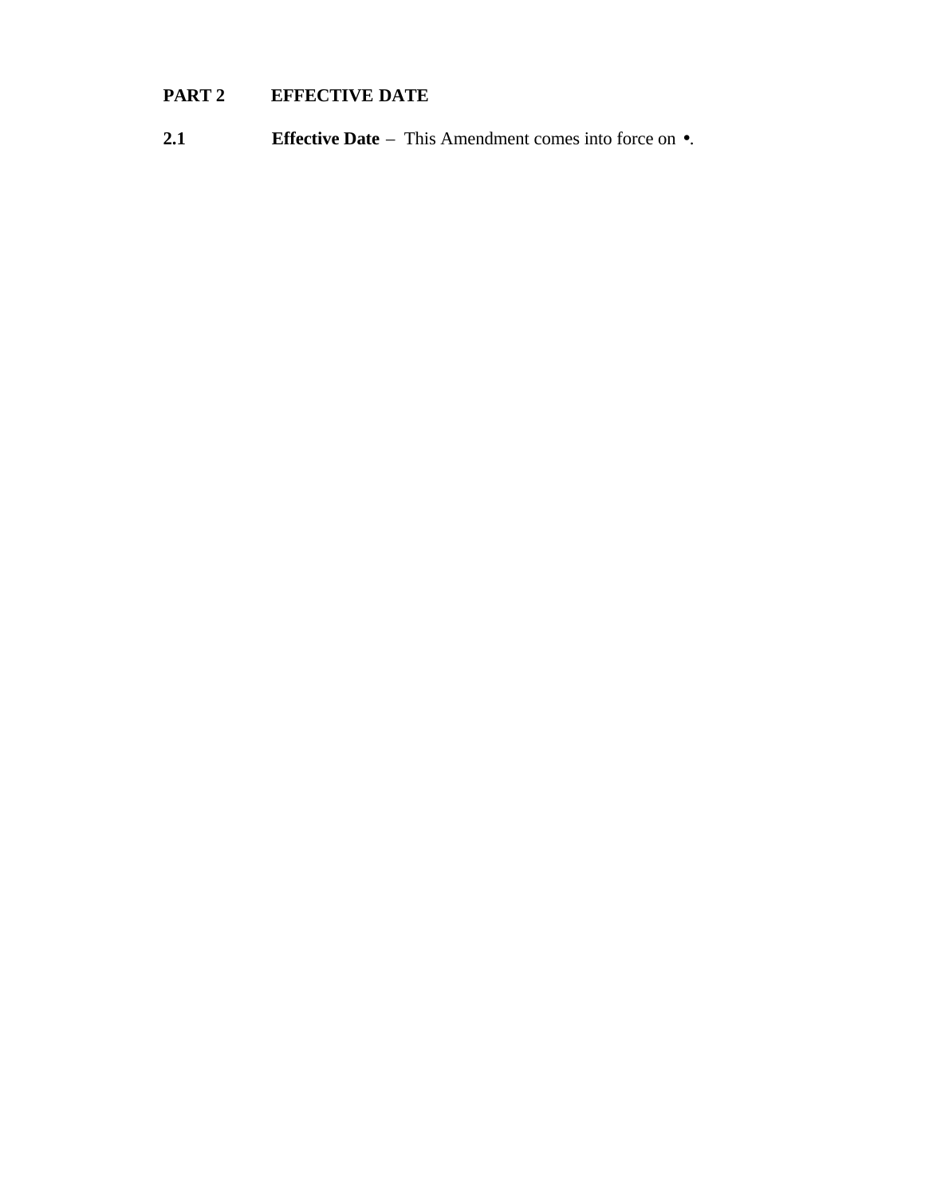## PART 2 EFFECTIVE DATE

**2.1** **Effective Date** – This Amendment comes into force on •.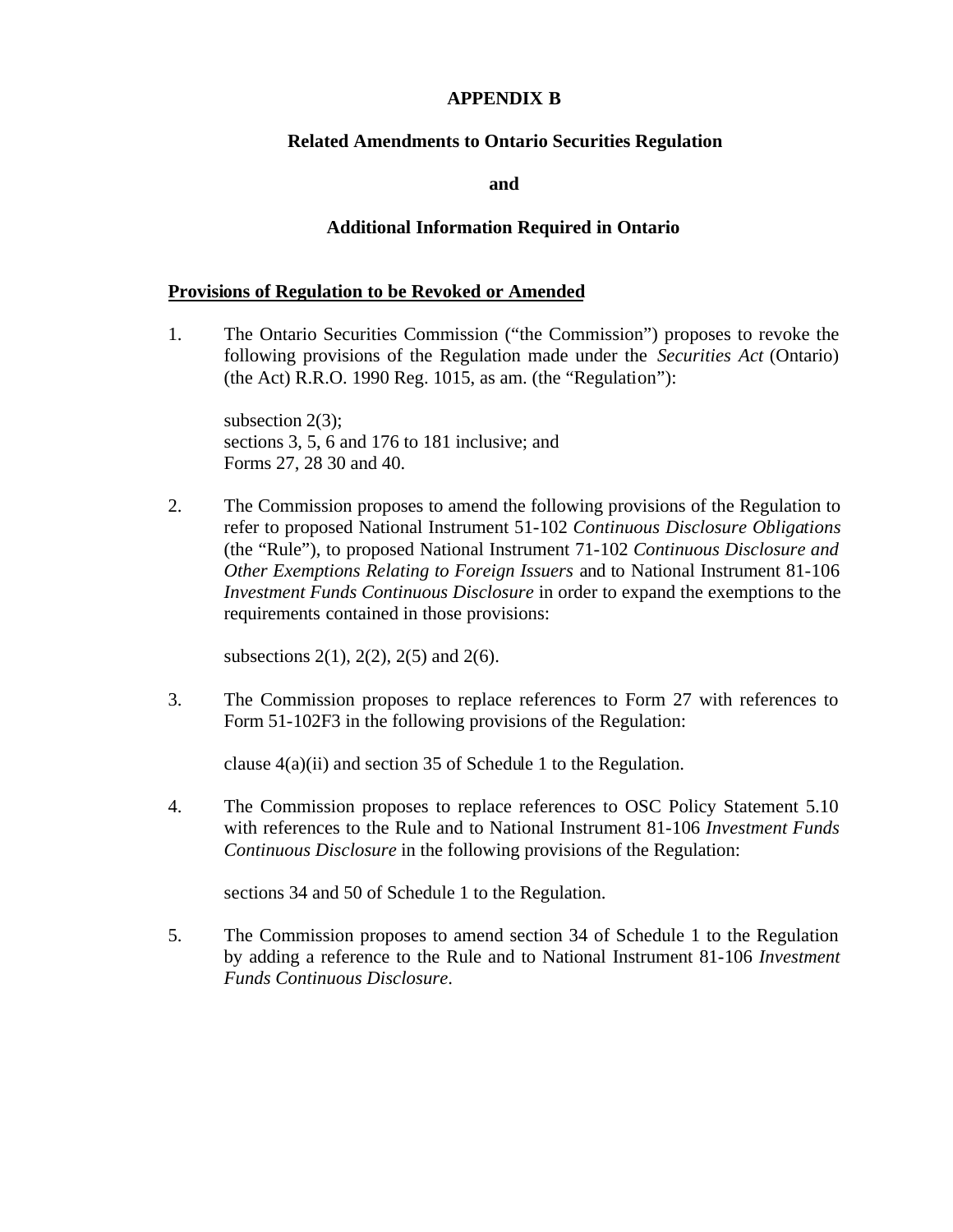# APPENDIX B

## Related Amendments to Ontario Securities Regulation

## and

## Additional Information Required in Ontario

**Provisions of Regulation to be Revoked or Amended**

1. The Ontario Securities Commission ("the Commission") proposes to revoke the following provisions of the Regulation made under the *Securities Act* (Ontario) (the Act) R.R.O. 1990 Reg. 1015, as am. (the "Regulation"):

   subsection 2(3);
   sections 3, 5, 6 and 176 to 181 inclusive; and
   Forms 27, 28 30 and 40.

2. The Commission proposes to amend the following provisions of the Regulation to refer to proposed National Instrument 51-102 *Continuous Disclosure Obligations* (the "Rule"), to proposed National Instrument 71-102 *Continuous Disclosure and Other Exemptions Relating to Foreign Issuers* and to National Instrument 81-106 *Investment Funds Continuous Disclosure* in order to expand the exemptions to the requirements contained in those provisions:

   subsections 2(1), 2(2), 2(5) and 2(6).

3. The Commission proposes to replace references to Form 27 with references to Form 51-102F3 in the following provisions of the Regulation:

   clause 4(a)(ii) and section 35 of Schedule 1 to the Regulation.

4. The Commission proposes to replace references to OSC Policy Statement 5.10 with references to the Rule and to National Instrument 81-106 *Investment Funds Continuous Disclosure* in the following provisions of the Regulation:

   sections 34 and 50 of Schedule 1 to the Regulation.

5. The Commission proposes to amend section 34 of Schedule 1 to the Regulation by adding a reference to the Rule and to National Instrument 81-106 *Investment Funds Continuous Disclosure*.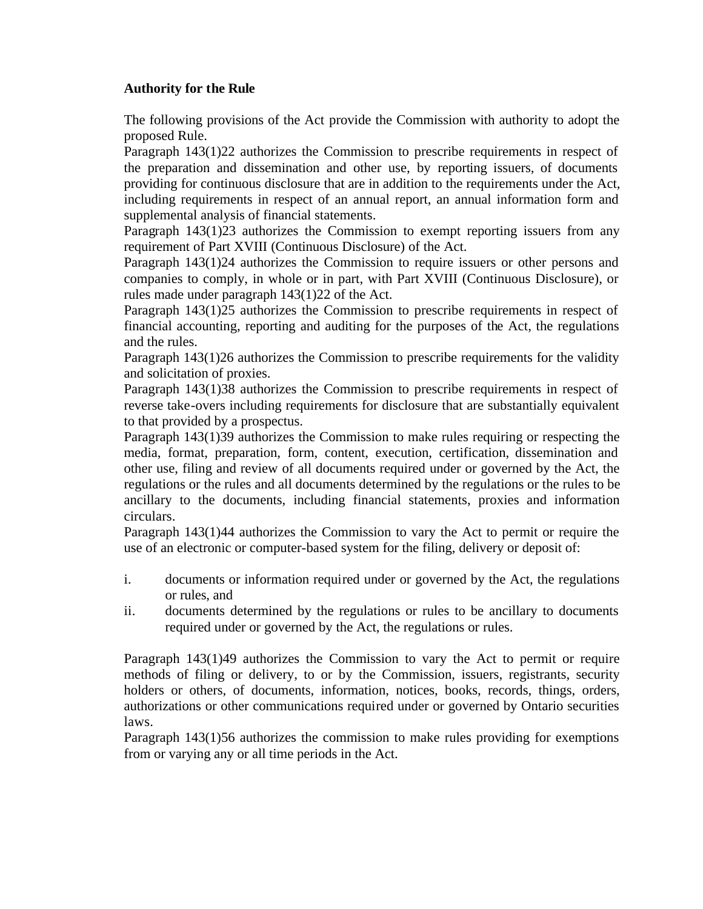**Authority for the Rule**

The following provisions of the Act provide the Commission with authority to adopt the proposed Rule.

Paragraph 143(1)22 authorizes the Commission to prescribe requirements in respect of the preparation and dissemination and other use, by reporting issuers, of documents providing for continuous disclosure that are in addition to the requirements under the Act, including requirements in respect of an annual report, an annual information form and supplemental analysis of financial statements.

Paragraph 143(1)23 authorizes the Commission to exempt reporting issuers from any requirement of Part XVIII (Continuous Disclosure) of the Act.

Paragraph 143(1)24 authorizes the Commission to require issuers or other persons and companies to comply, in whole or in part, with Part XVIII (Continuous Disclosure), or rules made under paragraph 143(1)22 of the Act.

Paragraph 143(1)25 authorizes the Commission to prescribe requirements in respect of financial accounting, reporting and auditing for the purposes of the Act, the regulations and the rules.

Paragraph 143(1)26 authorizes the Commission to prescribe requirements for the validity and solicitation of proxies.

Paragraph 143(1)38 authorizes the Commission to prescribe requirements in respect of reverse take-overs including requirements for disclosure that are substantially equivalent to that provided by a prospectus.

Paragraph 143(1)39 authorizes the Commission to make rules requiring or respecting the media, format, preparation, form, content, execution, certification, dissemination and other use, filing and review of all documents required under or governed by the Act, the regulations or the rules and all documents determined by the regulations or the rules to be ancillary to the documents, including financial statements, proxies and information circulars.

Paragraph 143(1)44 authorizes the Commission to vary the Act to permit or require the use of an electronic or computer-based system for the filing, delivery or deposit of:

i. documents or information required under or governed by the Act, the regulations or rules, and
ii. documents determined by the regulations or rules to be ancillary to documents required under or governed by the Act, the regulations or rules.

Paragraph 143(1)49 authorizes the Commission to vary the Act to permit or require methods of filing or delivery, to or by the Commission, issuers, registrants, security holders or others, of documents, information, notices, books, records, things, orders, authorizations or other communications required under or governed by Ontario securities laws.

Paragraph 143(1)56 authorizes the commission to make rules providing for exemptions from or varying any or all time periods in the Act.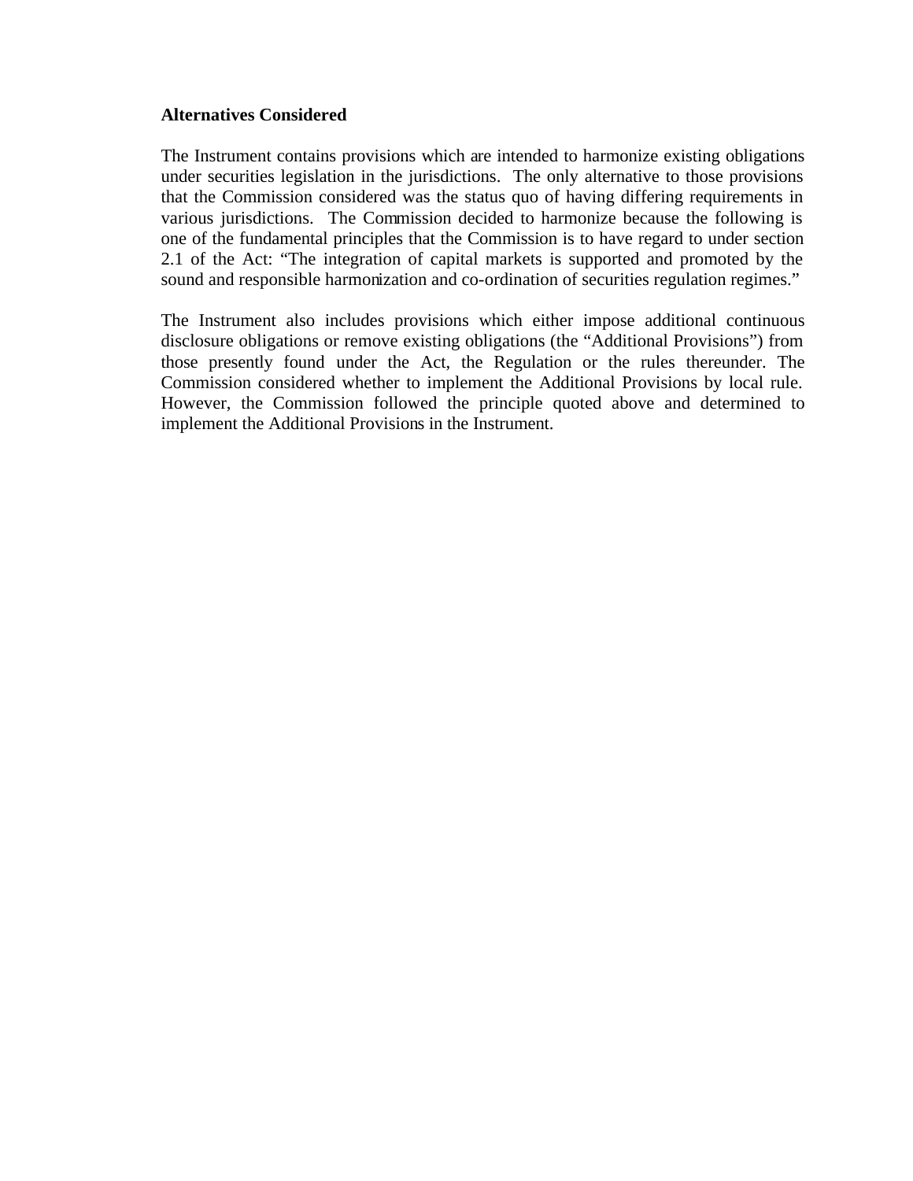**Alternatives Considered**

The Instrument contains provisions which are intended to harmonize existing obligations under securities legislation in the jurisdictions. The only alternative to those provisions that the Commission considered was the status quo of having differing requirements in various jurisdictions. The Commission decided to harmonize because the following is one of the fundamental principles that the Commission is to have regard to under section 2.1 of the Act: "The integration of capital markets is supported and promoted by the sound and responsible harmonization and co-ordination of securities regulation regimes."

The Instrument also includes provisions which either impose additional continuous disclosure obligations or remove existing obligations (the "Additional Provisions") from those presently found under the Act, the Regulation or the rules thereunder. The Commission considered whether to implement the Additional Provisions by local rule. However, the Commission followed the principle quoted above and determined to implement the Additional Provisions in the Instrument.